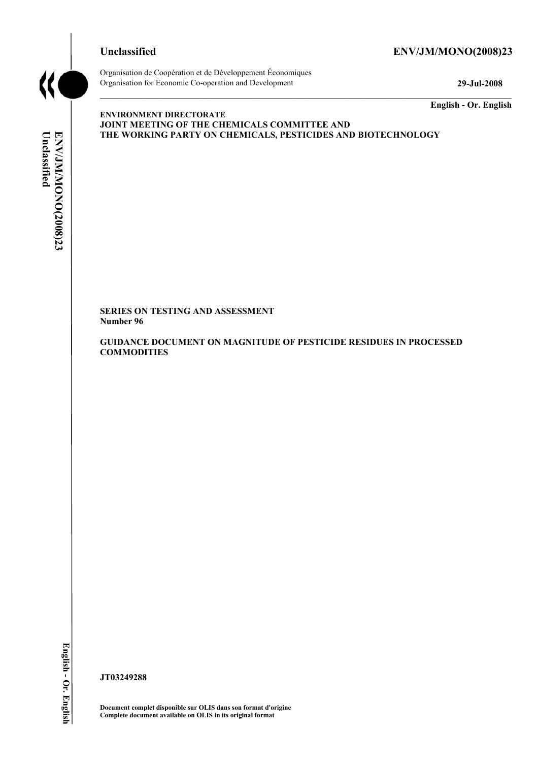**Unclassified** **ENV/JM/MONO(2008)23**

Organisation de Coopération et de Développement Économiques
Organisation for Economic Co-operation and Development **29-Jul-2008**

**English - Or. English**

**ENVIRONMENT DIRECTORATE**
**JOINT MEETING OF THE CHEMICALS COMMITTEE AND THE WORKING PARTY ON CHEMICALS, PESTICIDES AND BIOTECHNOLOGY**

**SERIES ON TESTING AND ASSESSMENT**
**Number 96**

**GUIDANCE DOCUMENT ON MAGNITUDE OF PESTICIDE RESIDUES IN PROCESSED COMMODITIES**

**JT03249288**

**Document complet disponible sur OLIS dans son format d'origine**
**Complete document available on OLIS in its original format**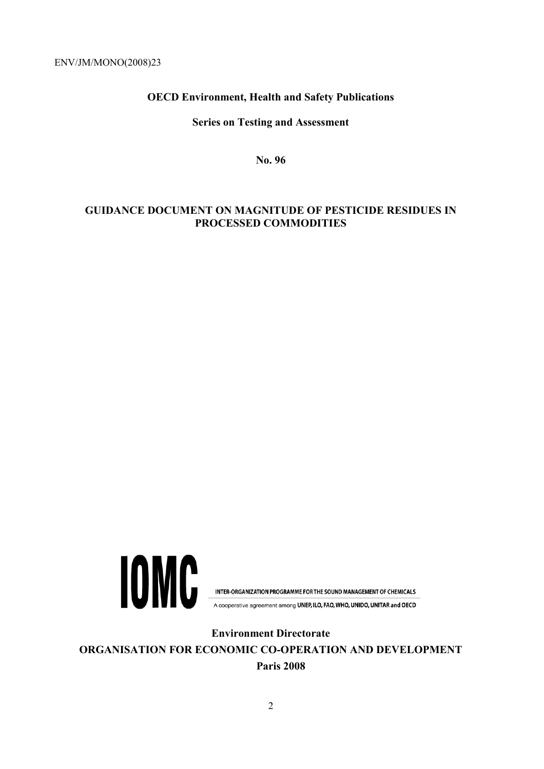ENV/JM/MONO(2008)23

**OECD Environment, Health and Safety Publications**

**Series on Testing and Assessment**

**No. 96**

# GUIDANCE DOCUMENT ON MAGNITUDE OF PESTICIDE RESIDUES IN PROCESSED COMMODITIES

IOMC

INTER-ORGANIZATION PROGRAMME FOR THE SOUND MANAGEMENT OF CHEMICALS

A cooperative agreement among UNEP, ILO, FAO, WHO, UNIDO, UNITAR and OECD

**Environment Directorate**

**ORGANISATION FOR ECONOMIC CO-OPERATION AND DEVELOPMENT**

**Paris 2008**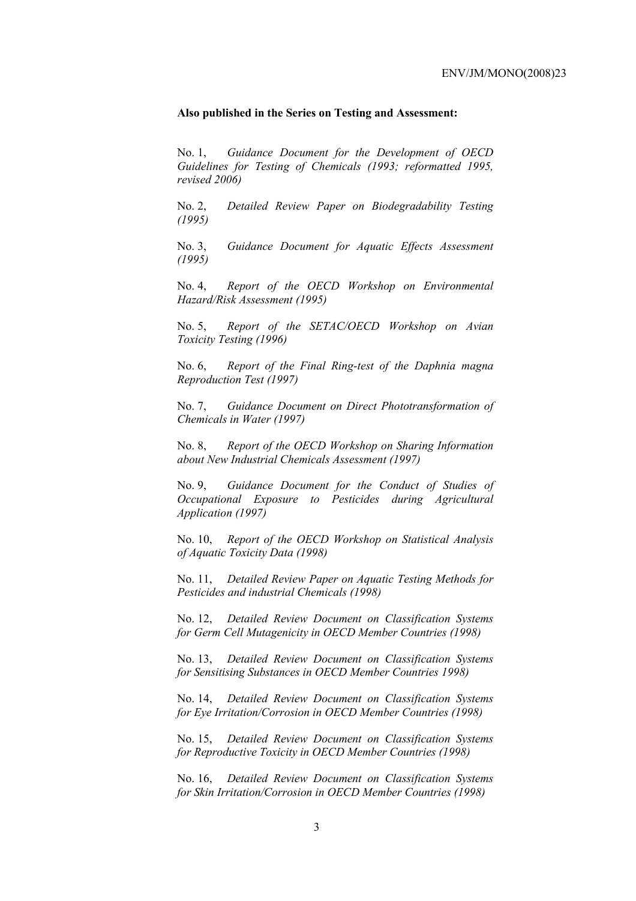**Also published in the Series on Testing and Assessment:**

No. 1, *Guidance Document for the Development of OECD Guidelines for Testing of Chemicals (1993; reformatted 1995, revised 2006)*

No. 2, *Detailed Review Paper on Biodegradability Testing (1995)*

No. 3, *Guidance Document for Aquatic Effects Assessment (1995)*

No. 4, *Report of the OECD Workshop on Environmental Hazard/Risk Assessment (1995)*

No. 5, *Report of the SETAC/OECD Workshop on Avian Toxicity Testing (1996)*

No. 6, *Report of the Final Ring-test of the Daphnia magna Reproduction Test (1997)*

No. 7, *Guidance Document on Direct Phototransformation of Chemicals in Water (1997)*

No. 8, *Report of the OECD Workshop on Sharing Information about New Industrial Chemicals Assessment (1997)*

No. 9, *Guidance Document for the Conduct of Studies of Occupational Exposure to Pesticides during Agricultural Application (1997)*

No. 10, *Report of the OECD Workshop on Statistical Analysis of Aquatic Toxicity Data (1998)*

No. 11, *Detailed Review Paper on Aquatic Testing Methods for Pesticides and industrial Chemicals (1998)*

No. 12, *Detailed Review Document on Classification Systems for Germ Cell Mutagenicity in OECD Member Countries (1998)*

No. 13, *Detailed Review Document on Classification Systems for Sensitising Substances in OECD Member Countries 1998)*

No. 14, *Detailed Review Document on Classification Systems for Eye Irritation/Corrosion in OECD Member Countries (1998)*

No. 15, *Detailed Review Document on Classification Systems for Reproductive Toxicity in OECD Member Countries (1998)*

No. 16, *Detailed Review Document on Classification Systems for Skin Irritation/Corrosion in OECD Member Countries (1998)*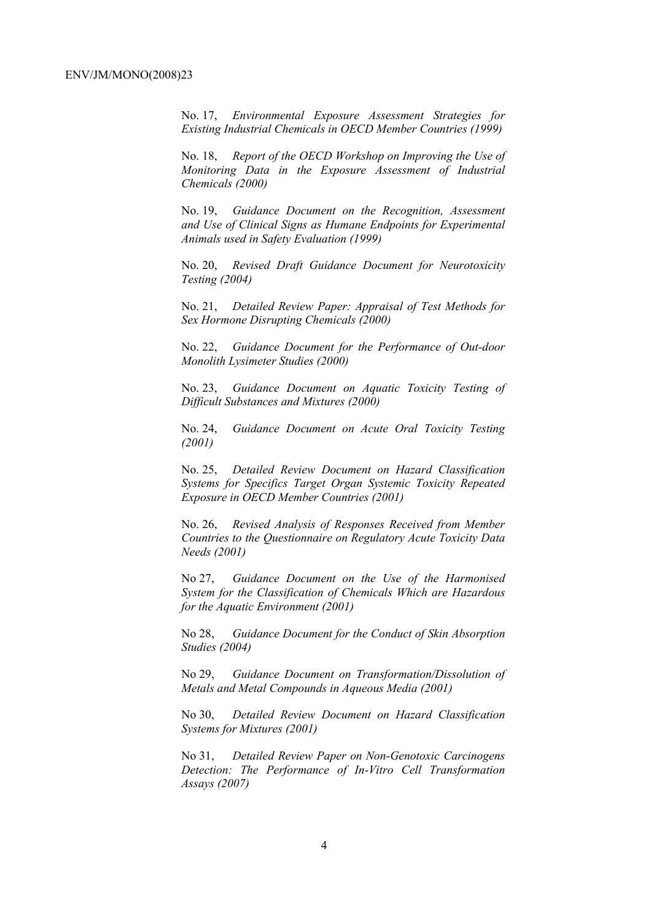No. 17, *Environmental Exposure Assessment Strategies for Existing Industrial Chemicals in OECD Member Countries (1999)*

No. 18, *Report of the OECD Workshop on Improving the Use of Monitoring Data in the Exposure Assessment of Industrial Chemicals (2000)*

No. 19, *Guidance Document on the Recognition, Assessment and Use of Clinical Signs as Humane Endpoints for Experimental Animals used in Safety Evaluation (1999)*

No. 20, *Revised Draft Guidance Document for Neurotoxicity Testing (2004)*

No. 21, *Detailed Review Paper: Appraisal of Test Methods for Sex Hormone Disrupting Chemicals (2000)*

No. 22, *Guidance Document for the Performance of Out-door Monolith Lysimeter Studies (2000)*

No. 23, *Guidance Document on Aquatic Toxicity Testing of Difficult Substances and Mixtures (2000)*

No. 24, *Guidance Document on Acute Oral Toxicity Testing (2001)*

No. 25, *Detailed Review Document on Hazard Classification Systems for Specifics Target Organ Systemic Toxicity Repeated Exposure in OECD Member Countries (2001)*

No. 26, *Revised Analysis of Responses Received from Member Countries to the Questionnaire on Regulatory Acute Toxicity Data Needs (2001)*

No 27, *Guidance Document on the Use of the Harmonised System for the Classification of Chemicals Which are Hazardous for the Aquatic Environment (2001)*

No 28, *Guidance Document for the Conduct of Skin Absorption Studies (2004)*

No 29, *Guidance Document on Transformation/Dissolution of Metals and Metal Compounds in Aqueous Media (2001)*

No 30, *Detailed Review Document on Hazard Classification Systems for Mixtures (2001)*

No 31, *Detailed Review Paper on Non-Genotoxic Carcinogens Detection: The Performance of In-Vitro Cell Transformation Assays (2007)*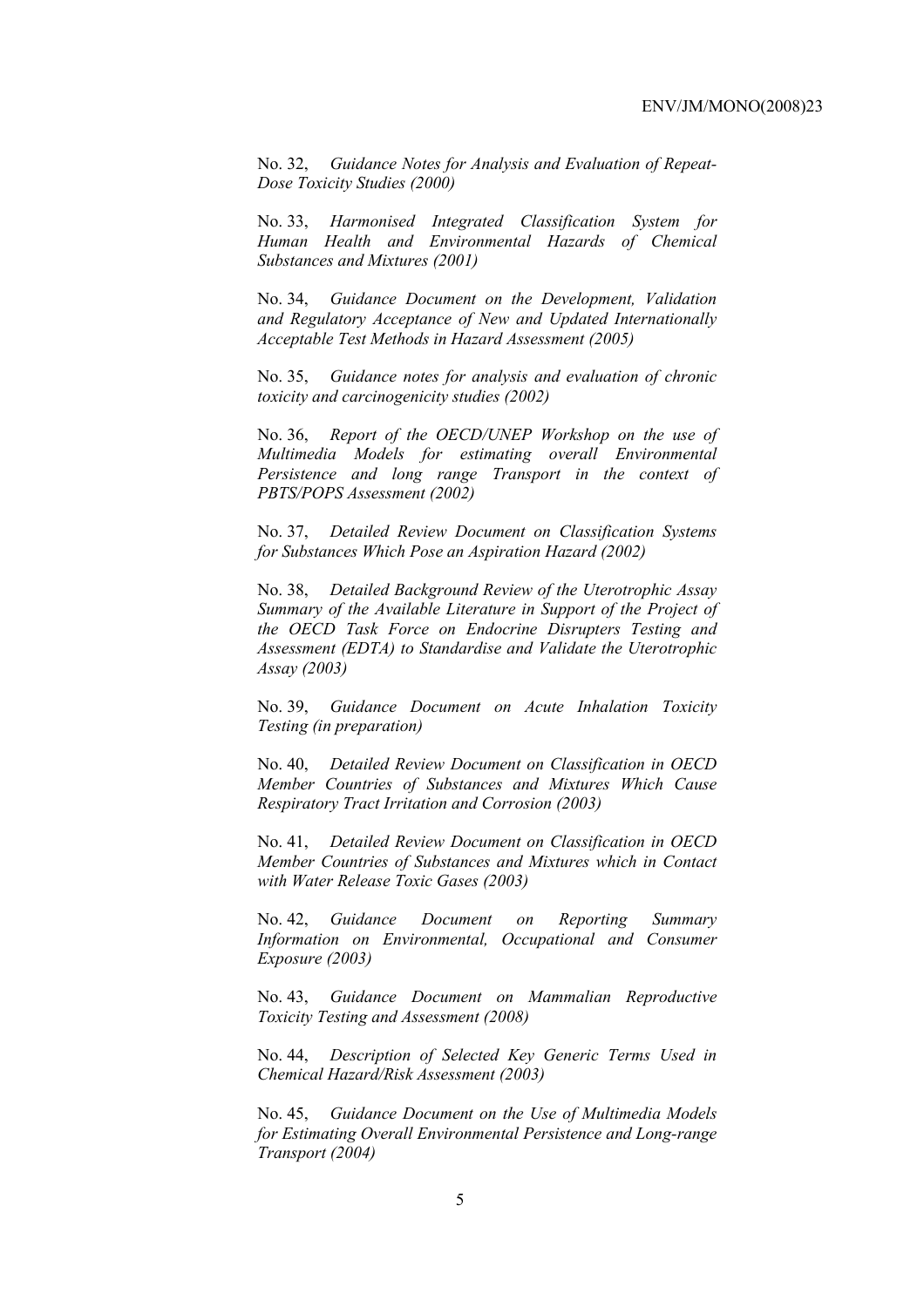No. 32, *Guidance Notes for Analysis and Evaluation of Repeat-Dose Toxicity Studies (2000)*

No. 33, *Harmonised Integrated Classification System for Human Health and Environmental Hazards of Chemical Substances and Mixtures (2001)*

No. 34, *Guidance Document on the Development, Validation and Regulatory Acceptance of New and Updated Internationally Acceptable Test Methods in Hazard Assessment (2005)*

No. 35, *Guidance notes for analysis and evaluation of chronic toxicity and carcinogenicity studies (2002)*

No. 36, *Report of the OECD/UNEP Workshop on the use of Multimedia Models for estimating overall Environmental Persistence and long range Transport in the context of PBTS/POPS Assessment (2002)*

No. 37, *Detailed Review Document on Classification Systems for Substances Which Pose an Aspiration Hazard (2002)*

No. 38, *Detailed Background Review of the Uterotrophic Assay Summary of the Available Literature in Support of the Project of the OECD Task Force on Endocrine Disrupters Testing and Assessment (EDTA) to Standardise and Validate the Uterotrophic Assay (2003)*

No. 39, *Guidance Document on Acute Inhalation Toxicity Testing (in preparation)*

No. 40, *Detailed Review Document on Classification in OECD Member Countries of Substances and Mixtures Which Cause Respiratory Tract Irritation and Corrosion (2003)*

No. 41, *Detailed Review Document on Classification in OECD Member Countries of Substances and Mixtures which in Contact with Water Release Toxic Gases (2003)*

No. 42, *Guidance Document on Reporting Summary Information on Environmental, Occupational and Consumer Exposure (2003)*

No. 43, *Guidance Document on Mammalian Reproductive Toxicity Testing and Assessment (2008)*

No. 44, *Description of Selected Key Generic Terms Used in Chemical Hazard/Risk Assessment (2003)*

No. 45, *Guidance Document on the Use of Multimedia Models for Estimating Overall Environmental Persistence and Long-range Transport (2004)*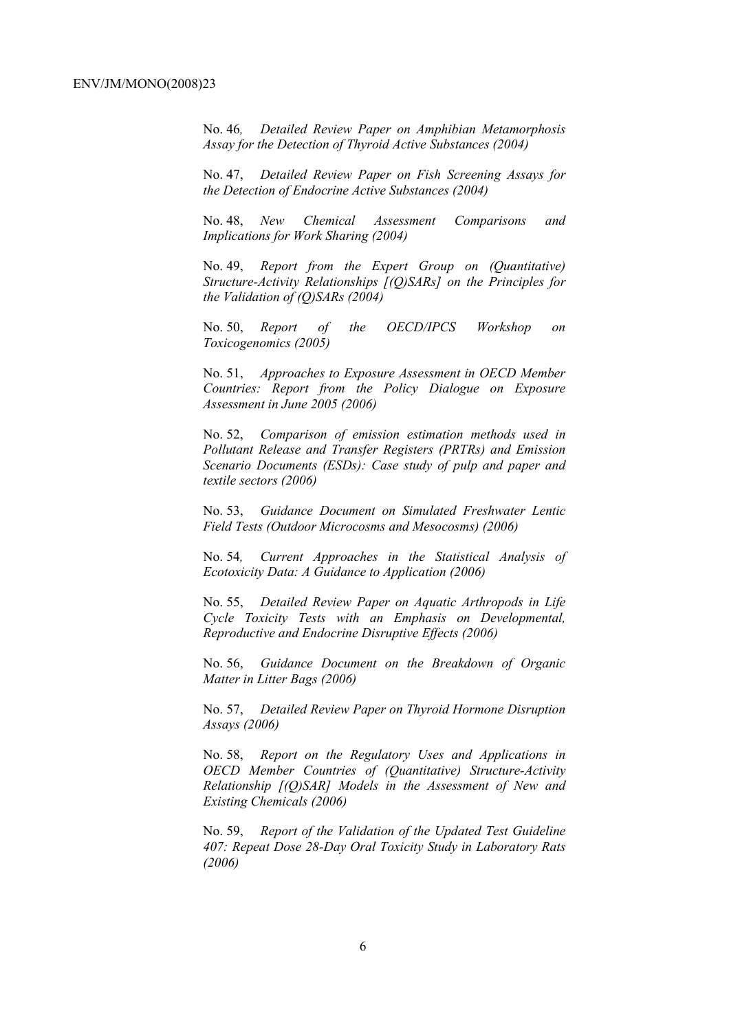No. 46, *Detailed Review Paper on Amphibian Metamorphosis Assay for the Detection of Thyroid Active Substances (2004)*

No. 47, *Detailed Review Paper on Fish Screening Assays for the Detection of Endocrine Active Substances (2004)*

No. 48, *New Chemical Assessment Comparisons and Implications for Work Sharing (2004)*

No. 49, *Report from the Expert Group on (Quantitative) Structure-Activity Relationships [(Q)SARs] on the Principles for the Validation of (Q)SARs (2004)*

No. 50, *Report of the OECD/IPCS Workshop on Toxicogenomics (2005)*

No. 51, *Approaches to Exposure Assessment in OECD Member Countries: Report from the Policy Dialogue on Exposure Assessment in June 2005 (2006)*

No. 52, *Comparison of emission estimation methods used in Pollutant Release and Transfer Registers (PRTRs) and Emission Scenario Documents (ESDs): Case study of pulp and paper and textile sectors (2006)*

No. 53, *Guidance Document on Simulated Freshwater Lentic Field Tests (Outdoor Microcosms and Mesocosms) (2006)*

No. 54, *Current Approaches in the Statistical Analysis of Ecotoxicity Data: A Guidance to Application (2006)*

No. 55, *Detailed Review Paper on Aquatic Arthropods in Life Cycle Toxicity Tests with an Emphasis on Developmental, Reproductive and Endocrine Disruptive Effects (2006)*

No. 56, *Guidance Document on the Breakdown of Organic Matter in Litter Bags (2006)*

No. 57, *Detailed Review Paper on Thyroid Hormone Disruption Assays (2006)*

No. 58, *Report on the Regulatory Uses and Applications in OECD Member Countries of (Quantitative) Structure-Activity Relationship [(Q)SAR] Models in the Assessment of New and Existing Chemicals (2006)*

No. 59, *Report of the Validation of the Updated Test Guideline 407: Repeat Dose 28-Day Oral Toxicity Study in Laboratory Rats (2006)*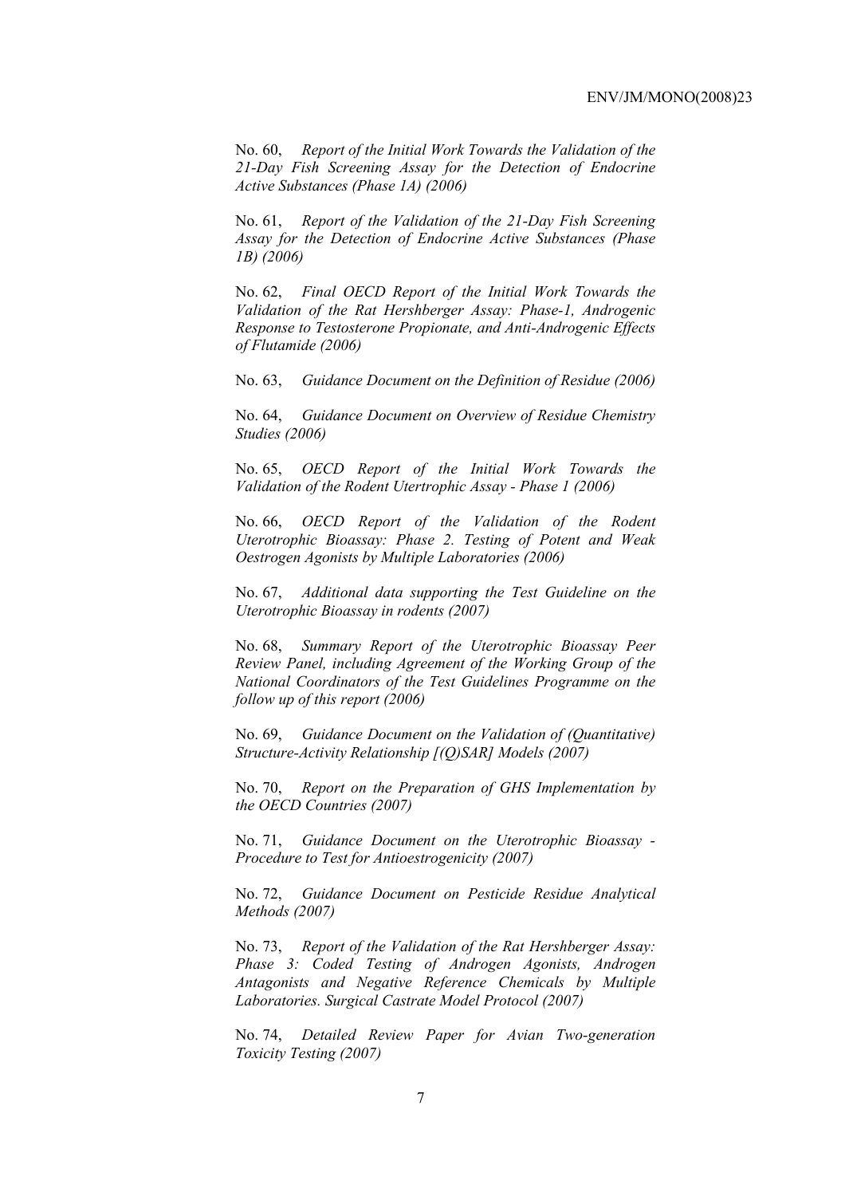No. 60, *Report of the Initial Work Towards the Validation of the 21-Day Fish Screening Assay for the Detection of Endocrine Active Substances (Phase 1A) (2006)*

No. 61, *Report of the Validation of the 21-Day Fish Screening Assay for the Detection of Endocrine Active Substances (Phase 1B) (2006)*

No. 62, *Final OECD Report of the Initial Work Towards the Validation of the Rat Hershberger Assay: Phase-1, Androgenic Response to Testosterone Propionate, and Anti-Androgenic Effects of Flutamide (2006)*

No. 63, *Guidance Document on the Definition of Residue (2006)*

No. 64, *Guidance Document on Overview of Residue Chemistry Studies (2006)*

No. 65, *OECD Report of the Initial Work Towards the Validation of the Rodent Utertrophic Assay - Phase 1 (2006)*

No. 66, *OECD Report of the Validation of the Rodent Uterotrophic Bioassay: Phase 2. Testing of Potent and Weak Oestrogen Agonists by Multiple Laboratories (2006)*

No. 67, *Additional data supporting the Test Guideline on the Uterotrophic Bioassay in rodents (2007)*

No. 68, *Summary Report of the Uterotrophic Bioassay Peer Review Panel, including Agreement of the Working Group of the National Coordinators of the Test Guidelines Programme on the follow up of this report (2006)*

No. 69, *Guidance Document on the Validation of (Quantitative) Structure-Activity Relationship [(Q)SAR] Models (2007)*

No. 70, *Report on the Preparation of GHS Implementation by the OECD Countries (2007)*

No. 71, *Guidance Document on the Uterotrophic Bioassay - Procedure to Test for Antioestrogenicity (2007)*

No. 72, *Guidance Document on Pesticide Residue Analytical Methods (2007)*

No. 73, *Report of the Validation of the Rat Hershberger Assay: Phase 3: Coded Testing of Androgen Agonists, Androgen Antagonists and Negative Reference Chemicals by Multiple Laboratories. Surgical Castrate Model Protocol (2007)*

No. 74, *Detailed Review Paper for Avian Two-generation Toxicity Testing (2007)*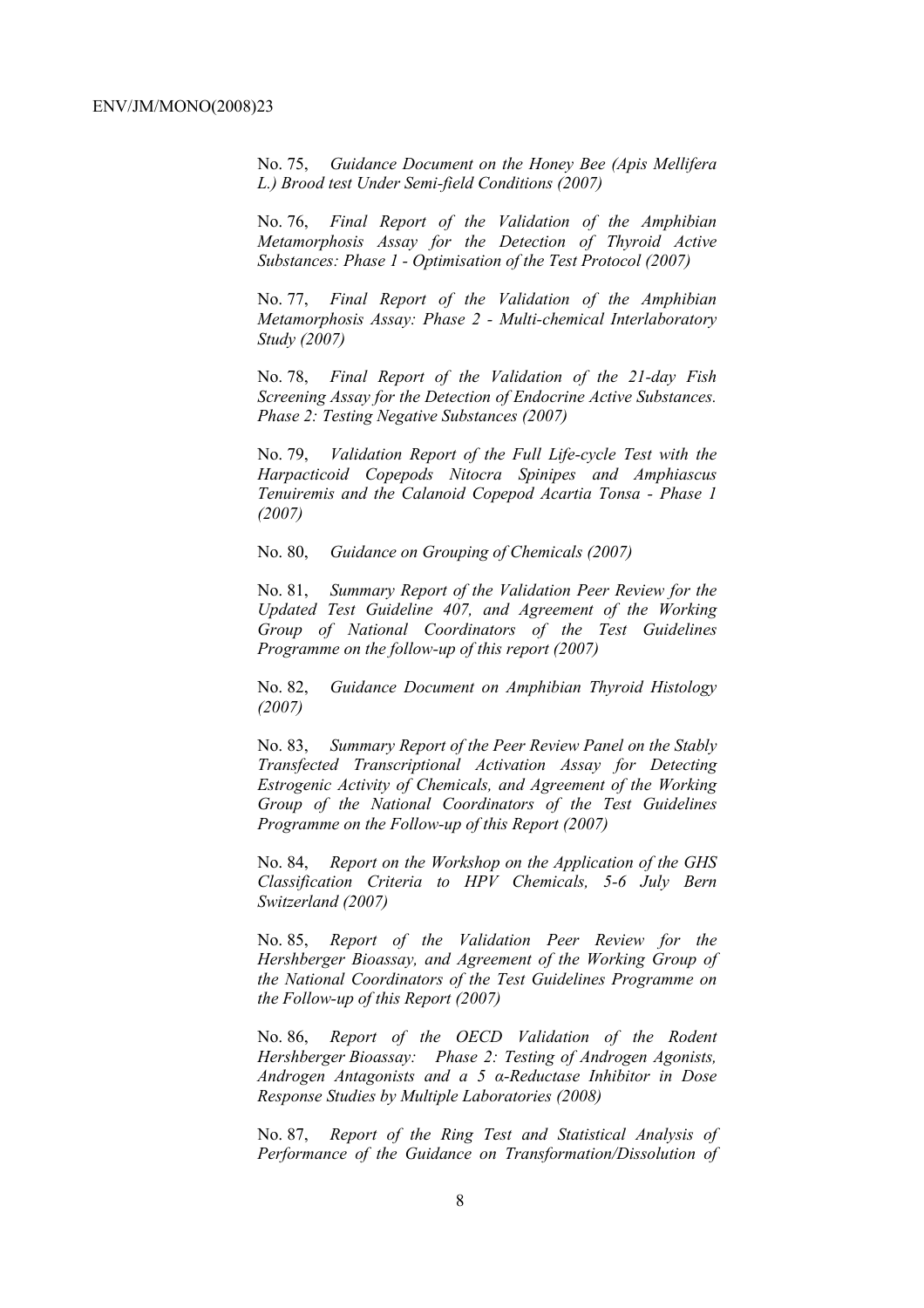No. 75, *Guidance Document on the Honey Bee (Apis Mellifera L.) Brood test Under Semi-field Conditions (2007)*

No. 76, *Final Report of the Validation of the Amphibian Metamorphosis Assay for the Detection of Thyroid Active Substances: Phase 1 - Optimisation of the Test Protocol (2007)*

No. 77, *Final Report of the Validation of the Amphibian Metamorphosis Assay: Phase 2 - Multi-chemical Interlaboratory Study (2007)*

No. 78, *Final Report of the Validation of the 21-day Fish Screening Assay for the Detection of Endocrine Active Substances. Phase 2: Testing Negative Substances (2007)*

No. 79, *Validation Report of the Full Life-cycle Test with the Harpacticoid Copepods Nitocra Spinipes and Amphiascus Tenuiremis and the Calanoid Copepod Acartia Tonsa - Phase 1 (2007)*

No. 80, *Guidance on Grouping of Chemicals (2007)*

No. 81, *Summary Report of the Validation Peer Review for the Updated Test Guideline 407, and Agreement of the Working Group of National Coordinators of the Test Guidelines Programme on the follow-up of this report (2007)*

No. 82, *Guidance Document on Amphibian Thyroid Histology (2007)*

No. 83, *Summary Report of the Peer Review Panel on the Stably Transfected Transcriptional Activation Assay for Detecting Estrogenic Activity of Chemicals, and Agreement of the Working Group of the National Coordinators of the Test Guidelines Programme on the Follow-up of this Report (2007)*

No. 84, *Report on the Workshop on the Application of the GHS Classification Criteria to HPV Chemicals, 5-6 July Bern Switzerland (2007)*

No. 85, *Report of the Validation Peer Review for the Hershberger Bioassay, and Agreement of the Working Group of the National Coordinators of the Test Guidelines Programme on the Follow-up of this Report (2007)*

No. 86, *Report of the OECD Validation of the Rodent Hershberger Bioassay: Phase 2: Testing of Androgen Agonists, Androgen Antagonists and a 5 α-Reductase Inhibitor in Dose Response Studies by Multiple Laboratories (2008)*

No. 87, *Report of the Ring Test and Statistical Analysis of Performance of the Guidance on Transformation/Dissolution of*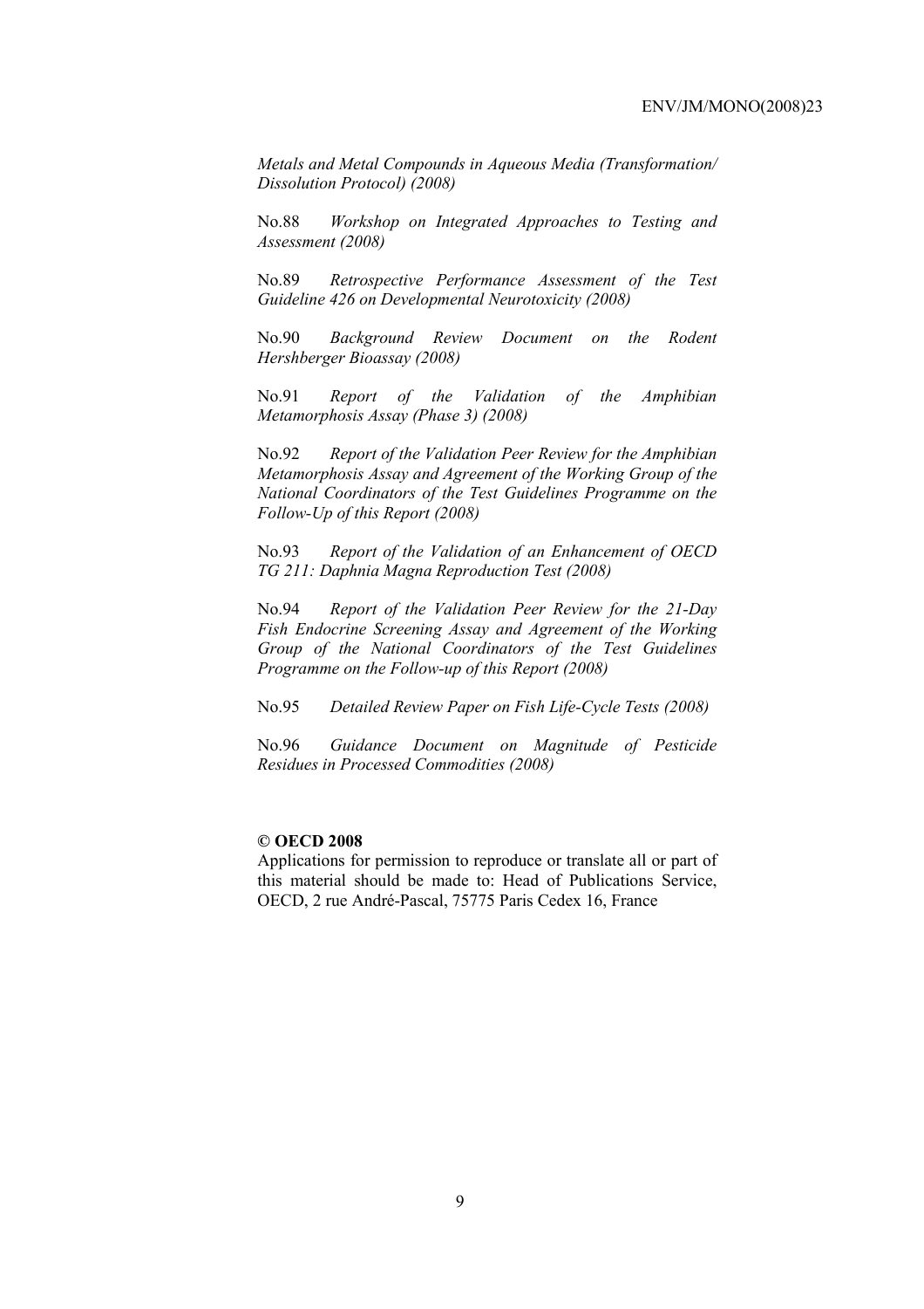*Metals and Metal Compounds in Aqueous Media (Transformation/ Dissolution Protocol) (2008)*

No.88 *Workshop on Integrated Approaches to Testing and Assessment (2008)*

No.89 *Retrospective Performance Assessment of the Test Guideline 426 on Developmental Neurotoxicity (2008)*

No.90 *Background Review Document on the Rodent Hershberger Bioassay (2008)*

No.91 *Report of the Validation of the Amphibian Metamorphosis Assay (Phase 3) (2008)*

No.92 *Report of the Validation Peer Review for the Amphibian Metamorphosis Assay and Agreement of the Working Group of the National Coordinators of the Test Guidelines Programme on the Follow-Up of this Report (2008)*

No.93 *Report of the Validation of an Enhancement of OECD TG 211: Daphnia Magna Reproduction Test (2008)*

No.94 *Report of the Validation Peer Review for the 21-Day Fish Endocrine Screening Assay and Agreement of the Working Group of the National Coordinators of the Test Guidelines Programme on the Follow-up of this Report (2008)*

No.95 *Detailed Review Paper on Fish Life-Cycle Tests (2008)*

No.96 *Guidance Document on Magnitude of Pesticide Residues in Processed Commodities (2008)*

**© OECD 2008**

Applications for permission to reproduce or translate all or part of this material should be made to: Head of Publications Service, OECD, 2 rue André-Pascal, 75775 Paris Cedex 16, France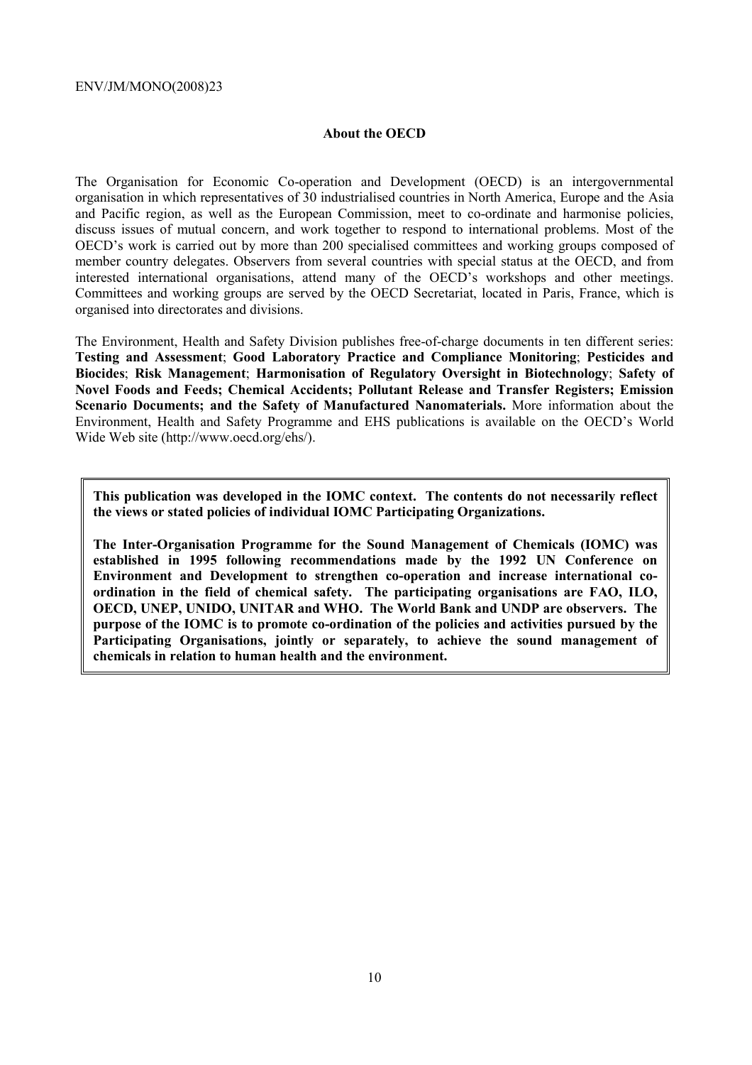## About the OECD

The Organisation for Economic Co-operation and Development (OECD) is an intergovernmental organisation in which representatives of 30 industrialised countries in North America, Europe and the Asia and Pacific region, as well as the European Commission, meet to co-ordinate and harmonise policies, discuss issues of mutual concern, and work together to respond to international problems. Most of the OECD's work is carried out by more than 200 specialised committees and working groups composed of member country delegates. Observers from several countries with special status at the OECD, and from interested international organisations, attend many of the OECD's workshops and other meetings. Committees and working groups are served by the OECD Secretariat, located in Paris, France, which is organised into directorates and divisions.

The Environment, Health and Safety Division publishes free-of-charge documents in ten different series: **Testing and Assessment**; **Good Laboratory Practice and Compliance Monitoring**; **Pesticides and Biocides**; **Risk Management**; **Harmonisation of Regulatory Oversight in Biotechnology**; **Safety of Novel Foods and Feeds; Chemical Accidents; Pollutant Release and Transfer Registers; Emission Scenario Documents; and the Safety of Manufactured Nanomaterials.** More information about the Environment, Health and Safety Programme and EHS publications is available on the OECD's World Wide Web site (http://www.oecd.org/ehs/).

**This publication was developed in the IOMC context. The contents do not necessarily reflect the views or stated policies of individual IOMC Participating Organizations.**

**The Inter-Organisation Programme for the Sound Management of Chemicals (IOMC) was established in 1995 following recommendations made by the 1992 UN Conference on Environment and Development to strengthen co-operation and increase international co-ordination in the field of chemical safety. The participating organisations are FAO, ILO, OECD, UNEP, UNIDO, UNITAR and WHO. The World Bank and UNDP are observers. The purpose of the IOMC is to promote co-ordination of the policies and activities pursued by the Participating Organisations, jointly or separately, to achieve the sound management of chemicals in relation to human health and the environment.**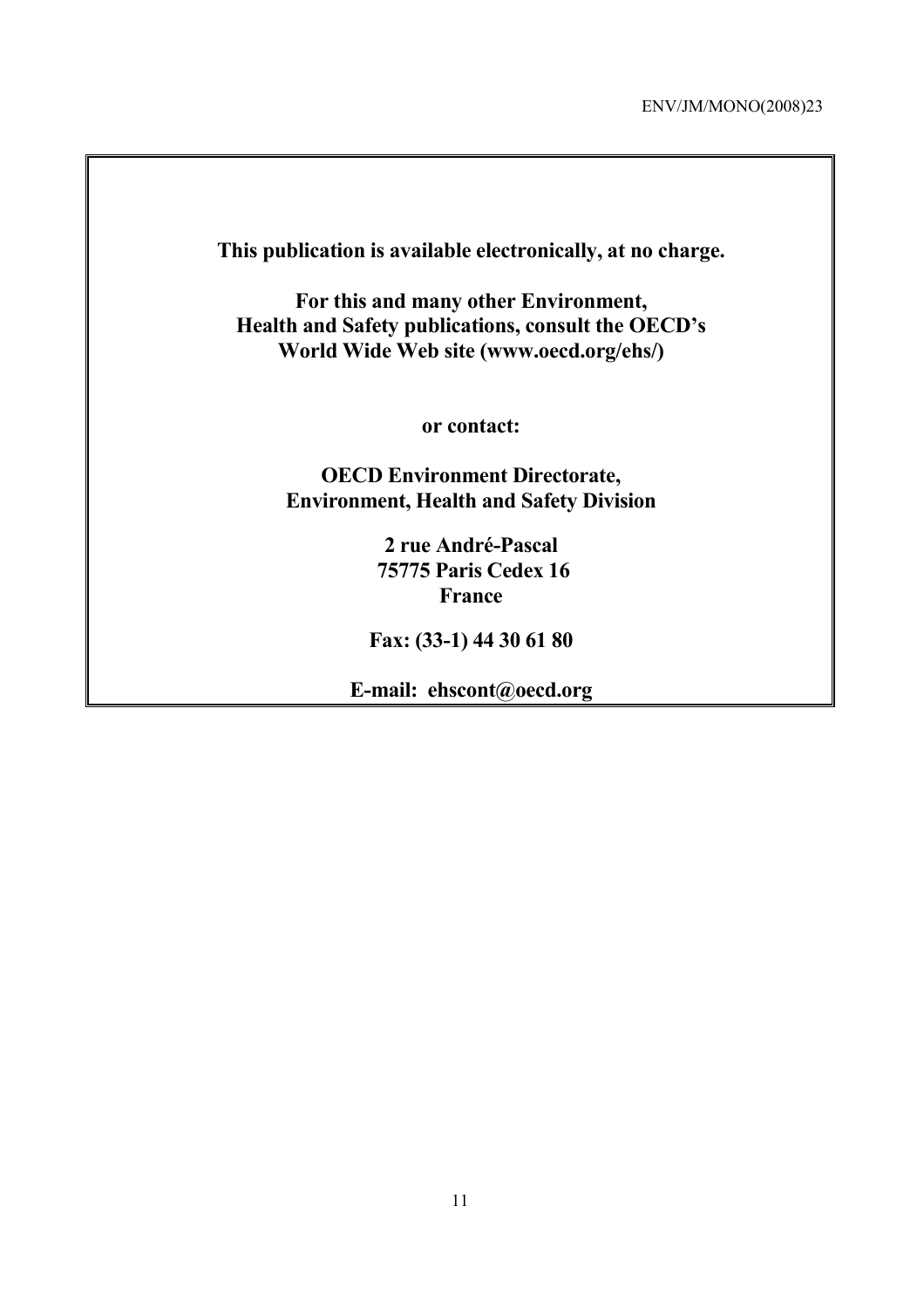**This publication is available electronically, at no charge.**

**For this and many other Environment,**
**Health and Safety publications, consult the OECD's**
**World Wide Web site (www.oecd.org/ehs/)**

**or contact:**

**OECD Environment Directorate,**
**Environment, Health and Safety Division**

**2 rue André-Pascal**
**75775 Paris Cedex 16**
**France**

**Fax: (33-1) 44 30 61 80**

**E-mail: ehscont@oecd.org**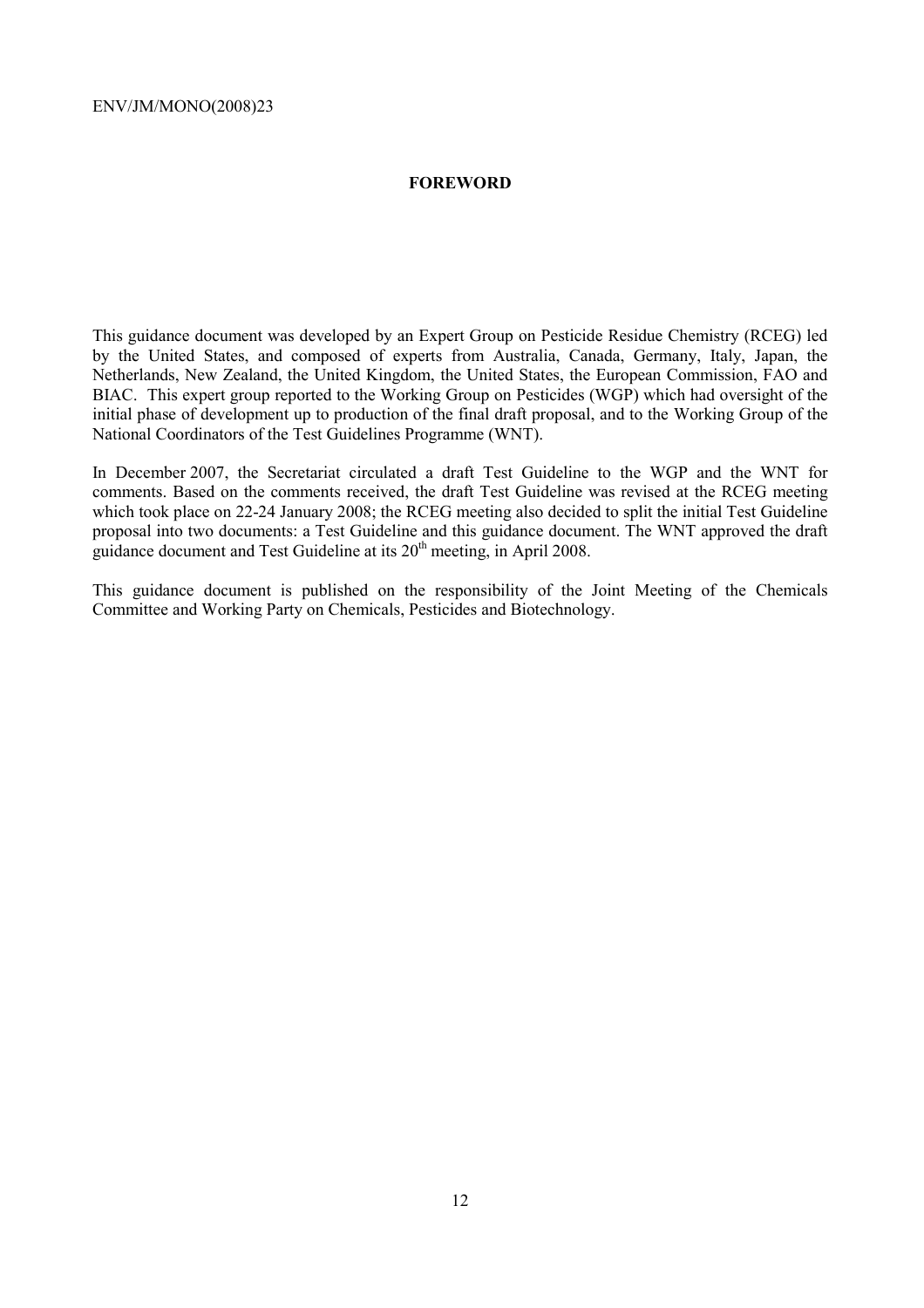# FOREWORD

This guidance document was developed by an Expert Group on Pesticide Residue Chemistry (RCEG) led by the United States, and composed of experts from Australia, Canada, Germany, Italy, Japan, the Netherlands, New Zealand, the United Kingdom, the United States, the European Commission, FAO and BIAC. This expert group reported to the Working Group on Pesticides (WGP) which had oversight of the initial phase of development up to production of the final draft proposal, and to the Working Group of the National Coordinators of the Test Guidelines Programme (WNT).

In December 2007, the Secretariat circulated a draft Test Guideline to the WGP and the WNT for comments. Based on the comments received, the draft Test Guideline was revised at the RCEG meeting which took place on 22-24 January 2008; the RCEG meeting also decided to split the initial Test Guideline proposal into two documents: a Test Guideline and this guidance document. The WNT approved the draft guidance document and Test Guideline at its 20th meeting, in April 2008.

This guidance document is published on the responsibility of the Joint Meeting of the Chemicals Committee and Working Party on Chemicals, Pesticides and Biotechnology.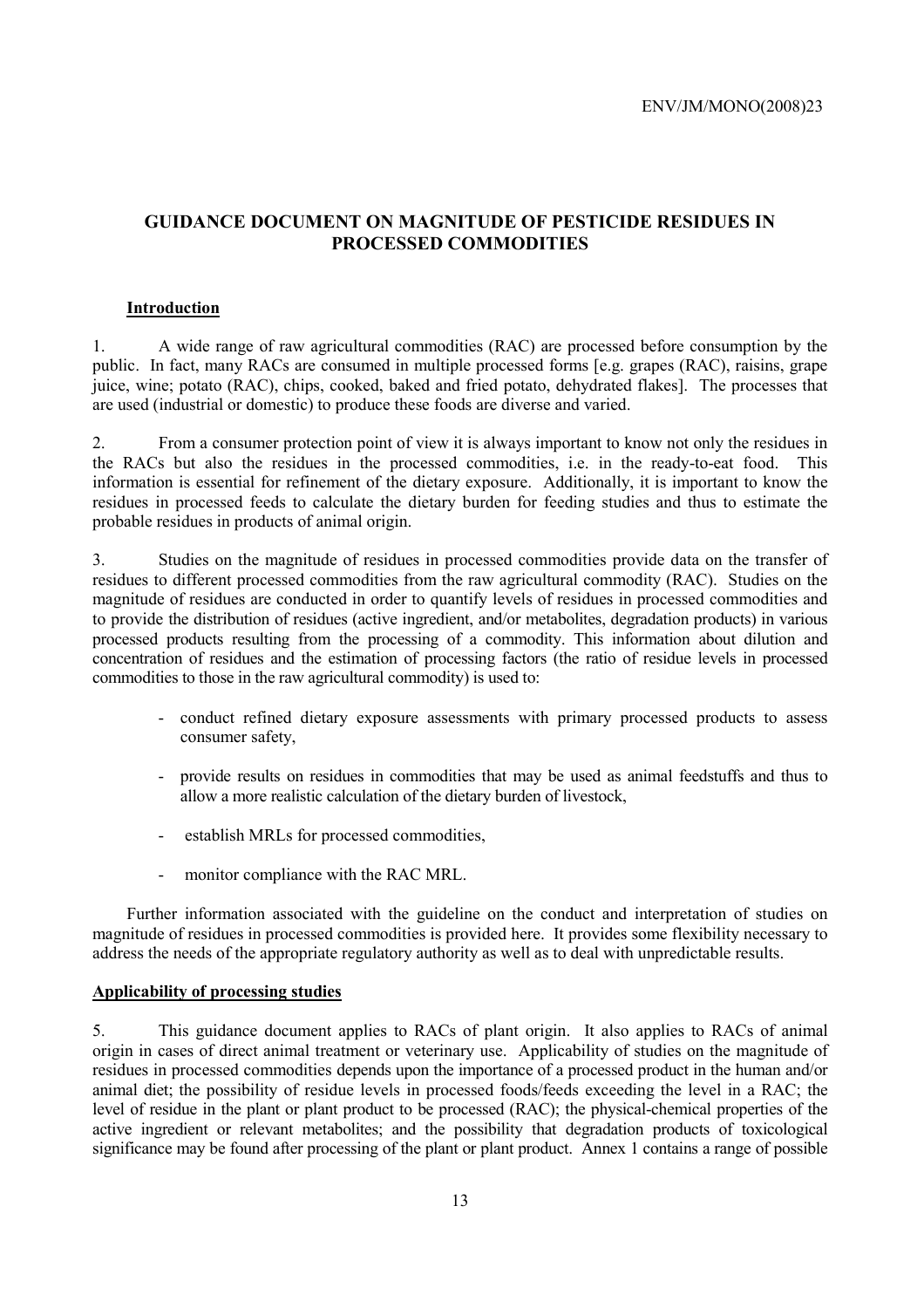## GUIDANCE DOCUMENT ON MAGNITUDE OF PESTICIDE RESIDUES IN PROCESSED COMMODITIES

### Introduction

1. A wide range of raw agricultural commodities (RAC) are processed before consumption by the public. In fact, many RACs are consumed in multiple processed forms [e.g. grapes (RAC), raisins, grape juice, wine; potato (RAC), chips, cooked, baked and fried potato, dehydrated flakes]. The processes that are used (industrial or domestic) to produce these foods are diverse and varied.

2. From a consumer protection point of view it is always important to know not only the residues in the RACs but also the residues in the processed commodities, i.e. in the ready-to-eat food. This information is essential for refinement of the dietary exposure. Additionally, it is important to know the residues in processed feeds to calculate the dietary burden for feeding studies and thus to estimate the probable residues in products of animal origin.

3. Studies on the magnitude of residues in processed commodities provide data on the transfer of residues to different processed commodities from the raw agricultural commodity (RAC). Studies on the magnitude of residues are conducted in order to quantify levels of residues in processed commodities and to provide the distribution of residues (active ingredient, and/or metabolites, degradation products) in various processed products resulting from the processing of a commodity. This information about dilution and concentration of residues and the estimation of processing factors (the ratio of residue levels in processed commodities to those in the raw agricultural commodity) is used to:

- conduct refined dietary exposure assessments with primary processed products to assess consumer safety,
- provide results on residues in commodities that may be used as animal feedstuffs and thus to allow a more realistic calculation of the dietary burden of livestock,
- establish MRLs for processed commodities,
- monitor compliance with the RAC MRL.

Further information associated with the guideline on the conduct and interpretation of studies on magnitude of residues in processed commodities is provided here. It provides some flexibility necessary to address the needs of the appropriate regulatory authority as well as to deal with unpredictable results.

### Applicability of processing studies

5. This guidance document applies to RACs of plant origin. It also applies to RACs of animal origin in cases of direct animal treatment or veterinary use. Applicability of studies on the magnitude of residues in processed commodities depends upon the importance of a processed product in the human and/or animal diet; the possibility of residue levels in processed foods/feeds exceeding the level in a RAC; the level of residue in the plant or plant product to be processed (RAC); the physical-chemical properties of the active ingredient or relevant metabolites; and the possibility that degradation products of toxicological significance may be found after processing of the plant or plant product. Annex 1 contains a range of possible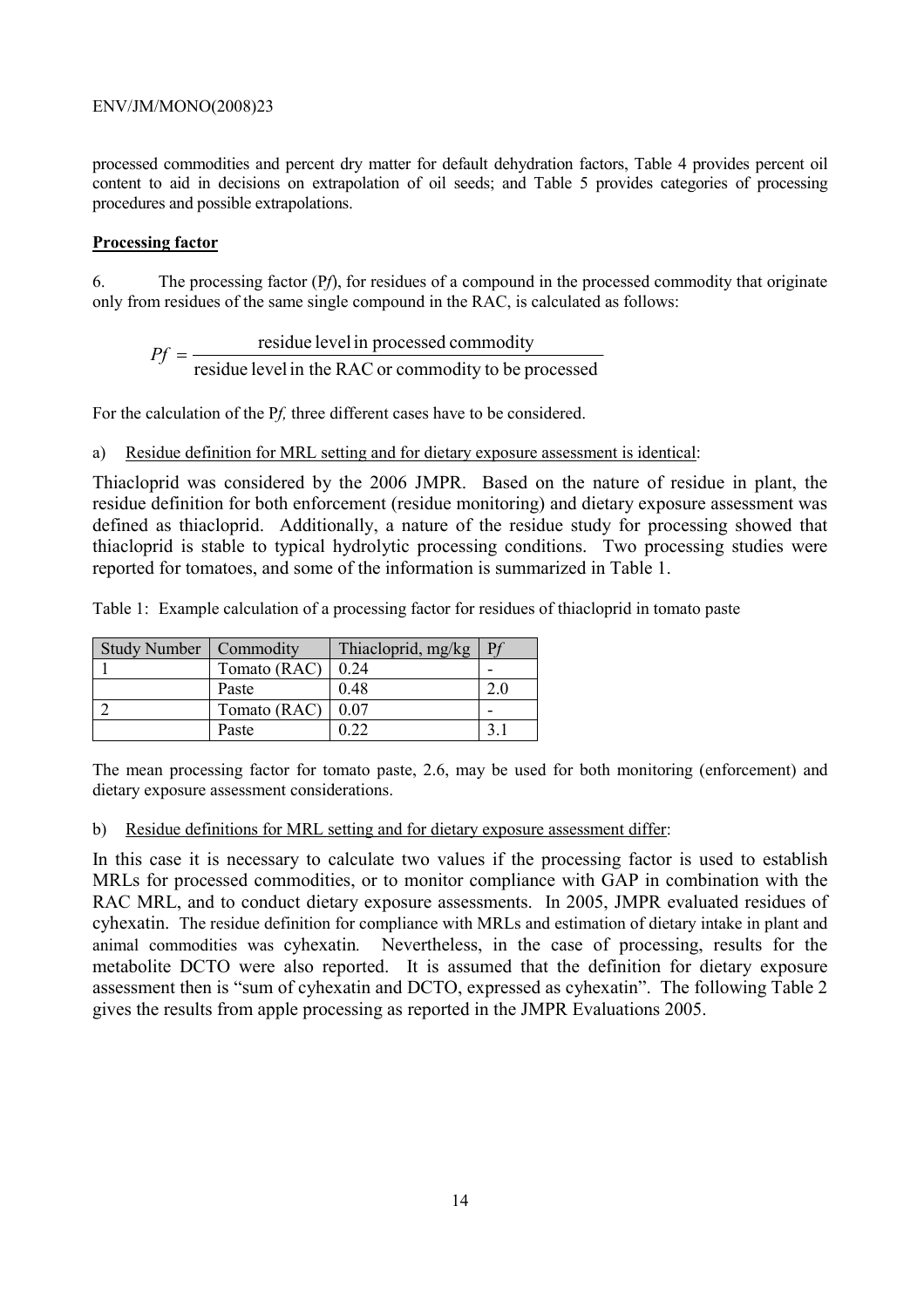processed commodities and percent dry matter for default dehydration factors, Table 4 provides percent oil content to aid in decisions on extrapolation of oil seeds; and Table 5 provides categories of processing procedures and possible extrapolations.

**Processing factor**

6. The processing factor (P*f*), for residues of a compound in the processed commodity that originate only from residues of the same single compound in the RAC, is calculated as follows:

$$Pf = \frac{\text{residue level in processed commodity}}{\text{residue level in the RAC or commodity to be processed}}$$

For the calculation of the P*f,* three different cases have to be considered.

a) Residue definition for MRL setting and for dietary exposure assessment is identical:

Thiacloprid was considered by the 2006 JMPR. Based on the nature of residue in plant, the residue definition for both enforcement (residue monitoring) and dietary exposure assessment was defined as thiacloprid. Additionally, a nature of the residue study for processing showed that thiacloprid is stable to typical hydrolytic processing conditions. Two processing studies were reported for tomatoes, and some of the information is summarized in Table 1.

Table 1: Example calculation of a processing factor for residues of thiacloprid in tomato paste

| Study Number | Commodity | Thiacloprid, mg/kg | P*f* |
|---|---|---|---|
| 1 | Tomato (RAC) | 0.24 | - |
| | Paste | 0.48 | 2.0 |
| 2 | Tomato (RAC) | 0.07 | - |
| | Paste | 0.22 | 3.1 |

The mean processing factor for tomato paste, 2.6, may be used for both monitoring (enforcement) and dietary exposure assessment considerations.

b) Residue definitions for MRL setting and for dietary exposure assessment differ:

In this case it is necessary to calculate two values if the processing factor is used to establish MRLs for processed commodities, or to monitor compliance with GAP in combination with the RAC MRL, and to conduct dietary exposure assessments. In 2005, JMPR evaluated residues of cyhexatin. The residue definition for compliance with MRLs and estimation of dietary intake in plant and animal commodities was cyhexatin. Nevertheless, in the case of processing, results for the metabolite DCTO were also reported. It is assumed that the definition for dietary exposure assessment then is "sum of cyhexatin and DCTO, expressed as cyhexatin". The following Table 2 gives the results from apple processing as reported in the JMPR Evaluations 2005.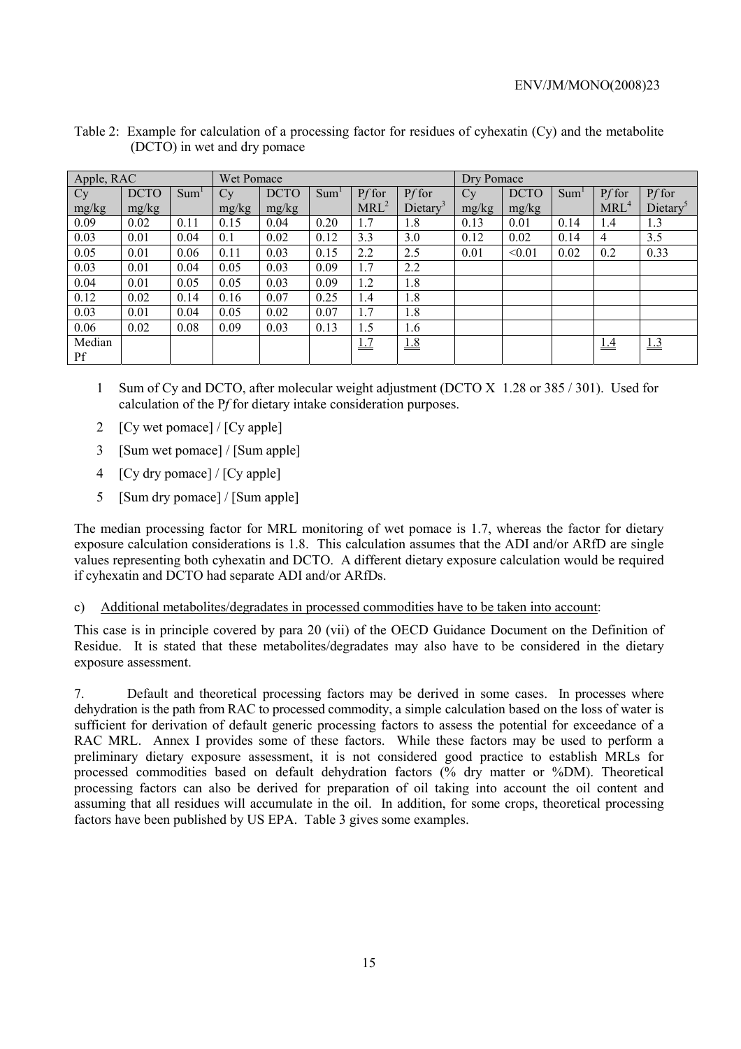Table 2: Example for calculation of a processing factor for residues of cyhexatin (Cy) and the metabolite (DCTO) in wet and dry pomace

| Apple, RAC | | | Wet Pomace | | | | | Dry Pomace | | | | |
|---|---|---|---|---|---|---|---|---|---|---|---|---|
| Cy mg/kg | DCTO mg/kg | Sum[1] | Cy mg/kg | DCTO mg/kg | Sum[1] | P*f* for MRL[2] | P*f* for Dietary[3] | Cy mg/kg | DCTO mg/kg | Sum[1] | P*f* for MRL[4] | P*f* for Dietary[5] |
| 0.09 | 0.02 | 0.11 | 0.15 | 0.04 | 0.20 | 1.7 | 1.8 | 0.13 | 0.01 | 0.14 | 1.4 | 1.3 |
| 0.03 | 0.01 | 0.04 | 0.1 | 0.02 | 0.12 | 3.3 | 3.0 | 0.12 | 0.02 | 0.14 | 4 | 3.5 |
| 0.05 | 0.01 | 0.06 | 0.11 | 0.03 | 0.15 | 2.2 | 2.5 | 0.01 | <0.01 | 0.02 | 0.2 | 0.33 |
| 0.03 | 0.01 | 0.04 | 0.05 | 0.03 | 0.09 | 1.7 | 2.2 | | | | | |
| 0.04 | 0.01 | 0.05 | 0.05 | 0.03 | 0.09 | 1.2 | 1.8 | | | | | |
| 0.12 | 0.02 | 0.14 | 0.16 | 0.07 | 0.25 | 1.4 | 1.8 | | | | | |
| 0.03 | 0.01 | 0.04 | 0.05 | 0.02 | 0.07 | 1.7 | 1.8 | | | | | |
| 0.06 | 0.02 | 0.08 | 0.09 | 0.03 | 0.13 | 1.5 | 1.6 | | | | | |
| Median Pf | | | | | | 1.7 | 1.8 | | | | 1.4 | 1.3 |

1 Sum of Cy and DCTO, after molecular weight adjustment (DCTO X 1.28 or 385 / 301). Used for calculation of the P*f* for dietary intake consideration purposes.

2 [Cy wet pomace] / [Cy apple]

3 [Sum wet pomace] / [Sum apple]

4 [Cy dry pomace] / [Cy apple]

5 [Sum dry pomace] / [Sum apple]

The median processing factor for MRL monitoring of wet pomace is 1.7, whereas the factor for dietary exposure calculation considerations is 1.8. This calculation assumes that the ADI and/or ARfD are single values representing both cyhexatin and DCTO. A different dietary exposure calculation would be required if cyhexatin and DCTO had separate ADI and/or ARfDs.

c) Additional metabolites/degradates in processed commodities have to be taken into account:

This case is in principle covered by para 20 (vii) of the OECD Guidance Document on the Definition of Residue. It is stated that these metabolites/degradates may also have to be considered in the dietary exposure assessment.

7. Default and theoretical processing factors may be derived in some cases. In processes where dehydration is the path from RAC to processed commodity, a simple calculation based on the loss of water is sufficient for derivation of default generic processing factors to assess the potential for exceedance of a RAC MRL. Annex I provides some of these factors. While these factors may be used to perform a preliminary dietary exposure assessment, it is not considered good practice to establish MRLs for processed commodities based on default dehydration factors (% dry matter or %DM). Theoretical processing factors can also be derived for preparation of oil taking into account the oil content and assuming that all residues will accumulate in the oil. In addition, for some crops, theoretical processing factors have been published by US EPA. Table 3 gives some examples.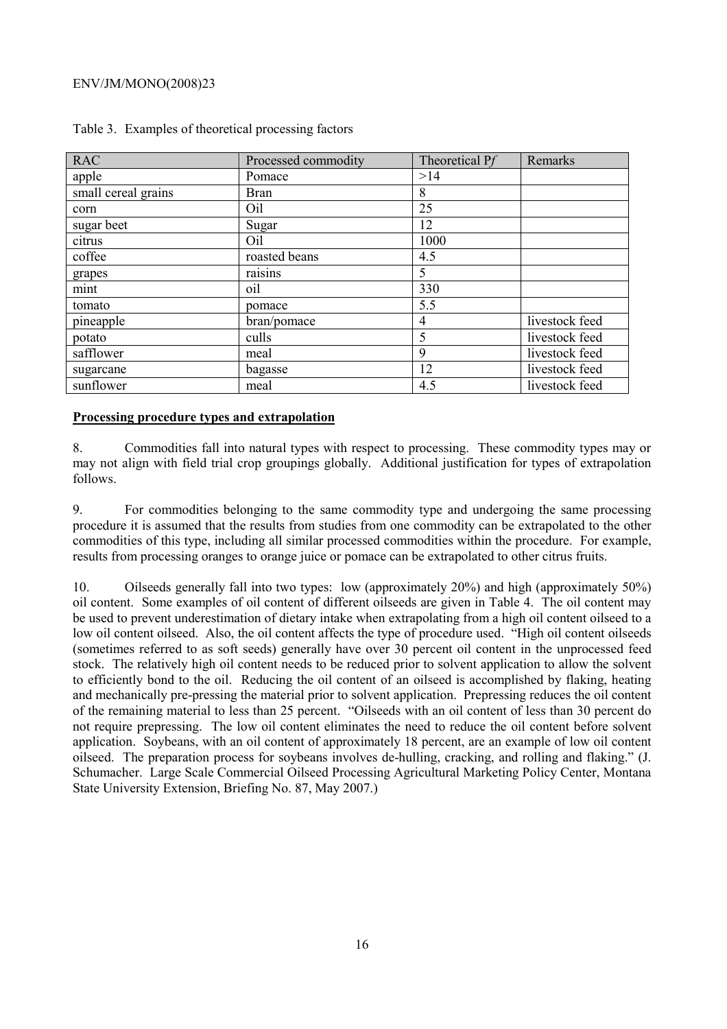Table 3. Examples of theoretical processing factors

| RAC | Processed commodity | Theoretical P*f* | Remarks |
|---|---|---|---|
| apple | Pomace | >14 | |
| small cereal grains | Bran | 8 | |
| corn | Oil | 25 | |
| sugar beet | Sugar | 12 | |
| citrus | Oil | 1000 | |
| coffee | roasted beans | 4.5 | |
| grapes | raisins | 5 | |
| mint | oil | 330 | |
| tomato | pomace | 5.5 | |
| pineapple | bran/pomace | 4 | livestock feed |
| potato | culls | 5 | livestock feed |
| safflower | meal | 9 | livestock feed |
| sugarcane | bagasse | 12 | livestock feed |
| sunflower | meal | 4.5 | livestock feed |

**Processing procedure types and extrapolation**

8. Commodities fall into natural types with respect to processing. These commodity types may or may not align with field trial crop groupings globally. Additional justification for types of extrapolation follows.

9. For commodities belonging to the same commodity type and undergoing the same processing procedure it is assumed that the results from studies from one commodity can be extrapolated to the other commodities of this type, including all similar processed commodities within the procedure. For example, results from processing oranges to orange juice or pomace can be extrapolated to other citrus fruits.

10. Oilseeds generally fall into two types: low (approximately 20%) and high (approximately 50%) oil content. Some examples of oil content of different oilseeds are given in Table 4. The oil content may be used to prevent underestimation of dietary intake when extrapolating from a high oil content oilseed to a low oil content oilseed. Also, the oil content affects the type of procedure used. "High oil content oilseeds (sometimes referred to as soft seeds) generally have over 30 percent oil content in the unprocessed feed stock. The relatively high oil content needs to be reduced prior to solvent application to allow the solvent to efficiently bond to the oil. Reducing the oil content of an oilseed is accomplished by flaking, heating and mechanically pre-pressing the material prior to solvent application. Prepressing reduces the oil content of the remaining material to less than 25 percent. "Oilseeds with an oil content of less than 30 percent do not require prepressing. The low oil content eliminates the need to reduce the oil content before solvent application. Soybeans, with an oil content of approximately 18 percent, are an example of low oil content oilseed. The preparation process for soybeans involves de-hulling, cracking, and rolling and flaking." (J. Schumacher. Large Scale Commercial Oilseed Processing Agricultural Marketing Policy Center, Montana State University Extension, Briefing No. 87, May 2007.)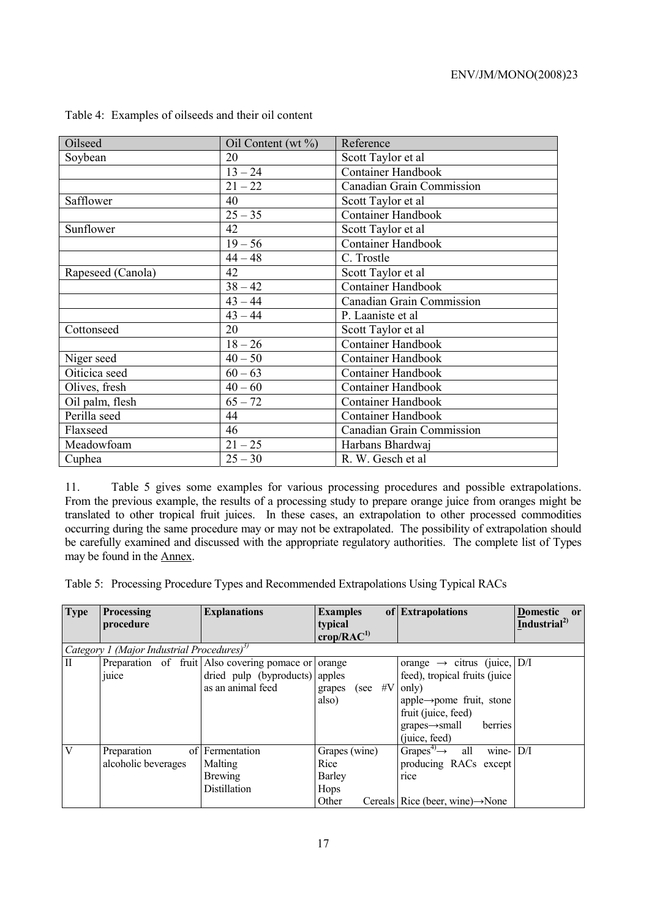Table 4: Examples of oilseeds and their oil content

| Oilseed | Oil Content (wt %) | Reference |
|---|---|---|
| Soybean | 20 | Scott Taylor et al |
| | 13 – 24 | Container Handbook |
| | 21 – 22 | Canadian Grain Commission |
| Safflower | 40 | Scott Taylor et al |
| | 25 – 35 | Container Handbook |
| Sunflower | 42 | Scott Taylor et al |
| | 19 – 56 | Container Handbook |
| | 44 – 48 | C. Trostle |
| Rapeseed (Canola) | 42 | Scott Taylor et al |
| | 38 – 42 | Container Handbook |
| | 43 – 44 | Canadian Grain Commission |
| | 43 – 44 | P. Laaniste et al |
| Cottonseed | 20 | Scott Taylor et al |
| | 18 – 26 | Container Handbook |
| Niger seed | 40 – 50 | Container Handbook |
| Oiticica seed | 60 – 63 | Container Handbook |
| Olives, fresh | 40 – 60 | Container Handbook |
| Oil palm, flesh | 65 – 72 | Container Handbook |
| Perilla seed | 44 | Container Handbook |
| Flaxseed | 46 | Canadian Grain Commission |
| Meadowfoam | 21 – 25 | Harbans Bhardwaj |
| Cuphea | 25 – 30 | R. W. Gesch et al |

11. Table 5 gives some examples for various processing procedures and possible extrapolations. From the previous example, the results of a processing study to prepare orange juice from oranges might be translated to other tropical fruit juices. In these cases, an extrapolation to other processed commodities occurring during the same procedure may or may not be extrapolated. The possibility of extrapolation should be carefully examined and discussed with the appropriate regulatory authorities. The complete list of Types may be found in the Annex.

Table 5: Processing Procedure Types and Recommended Extrapolations Using Typical RACs

| Type | Processing procedure | Explanations | Examples of typical crop/RAC[1)] | Extrapolations | Domestic or Industrial[2)] |
|---|---|---|---|---|---|
| *Category 1 (Major Industrial Procedures)[3)]* | | | | | |
| II | Preparation of fruit juice | Also covering pomace or dried pulp (byproducts) as an animal feed | orange<br>apples<br>grapes (see #V also) | orange → citrus (juice, feed), tropical fruits (juice only)<br>apple→pome fruit, stone fruit (juice, feed)<br>grapes→small berries (juice, feed) | D/I |
| V | Preparation of alcoholic beverages | Fermentation<br>Malting<br>Brewing<br>Distillation | Grapes (wine)<br>Rice<br>Barley<br>Hops<br>Other Cereals | Grapes[4)]→ all wine-producing RACs except rice<br>Rice (beer, wine)→None | D/I |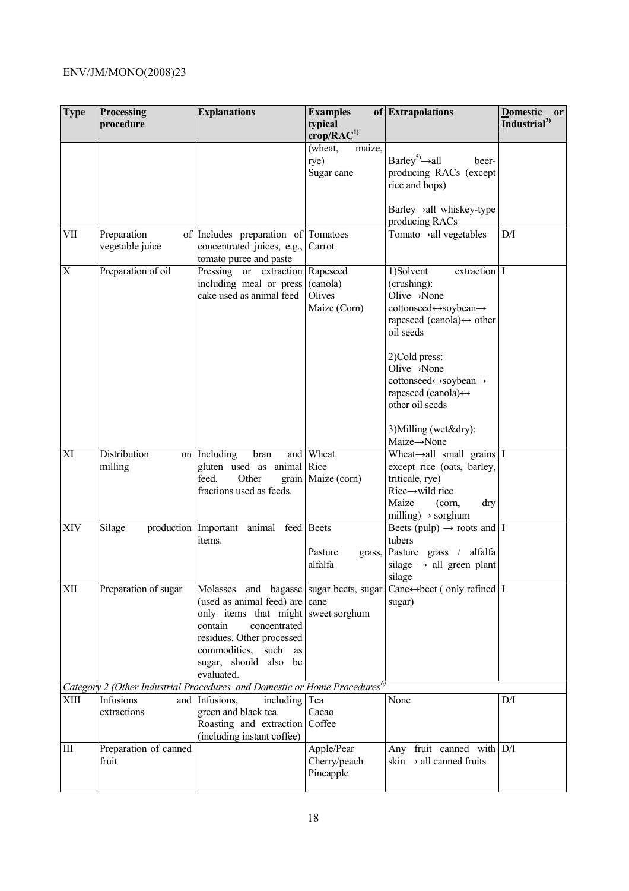| Type | Processing procedure | Explanations | Examples of typical crop/RAC[1)] | Extrapolations | Domestic or Industrial[2)] |
|---|---|---|---|---|---|
| | | | (wheat, maize, rye)<br>Sugar cane | Barley[5)]→all beer-producing RACs (except rice and hops)<br><br>Barley→all whiskey-type producing RACs | |
| VII | Preparation of vegetable juice | Includes preparation of concentrated juices, e.g., tomato puree and paste | Tomatoes<br>Carrot | Tomato→all vegetables | D/I |
| X | Preparation of oil | Pressing or extraction including meal or press cake used as animal feed | Rapeseed (canola)<br>Olives<br>Maize (Corn) | 1)Solvent extraction (crushing):<br>Olive→None<br>cottonseed↔soybean→ rapeseed (canola)↔ other oil seeds<br><br>2)Cold press:<br>Olive→None<br>cottonseed↔soybean→ rapeseed (canola)↔ other oil seeds<br><br>3)Milling (wet&dry):<br>Maize→None | I |
| XI | Distribution on milling | Including bran and gluten used as animal feed. Other grain fractions used as feeds. | Wheat<br>Rice<br>Maize (corn) | Wheat→all small grains except rice (oats, barley, triticale, rye)<br>Rice→wild rice<br>Maize (corn, dry milling)→ sorghum | I |
| XIV | Silage production | Important animal feed items. | Beets<br><br>Pasture grass, alfalfa | Beets (pulp) → roots and tubers<br>Pasture grass / alfalfa silage → all green plant silage | I |
| XII | Preparation of sugar | Molasses and bagasse (used as animal feed) are only items that might contain concentrated residues. Other processed commodities, such as sugar, should also be evaluated. | sugar beets, sugar cane<br>sweet sorghum | Cane↔beet ( only refined sugar) | I |
| *Category 2 (Other Industrial Procedures and Domestic or Home Procedures[6)]* | | | | | |
| XIII | Infusions and extractions | Infusions, including green and black tea.<br>Roasting and extraction (including instant coffee) | Tea<br>Cacao<br>Coffee | None | D/I |
| III | Preparation of canned fruit | | Apple/Pear<br>Cherry/peach<br>Pineapple | Any fruit canned with skin → all canned fruits | D/I |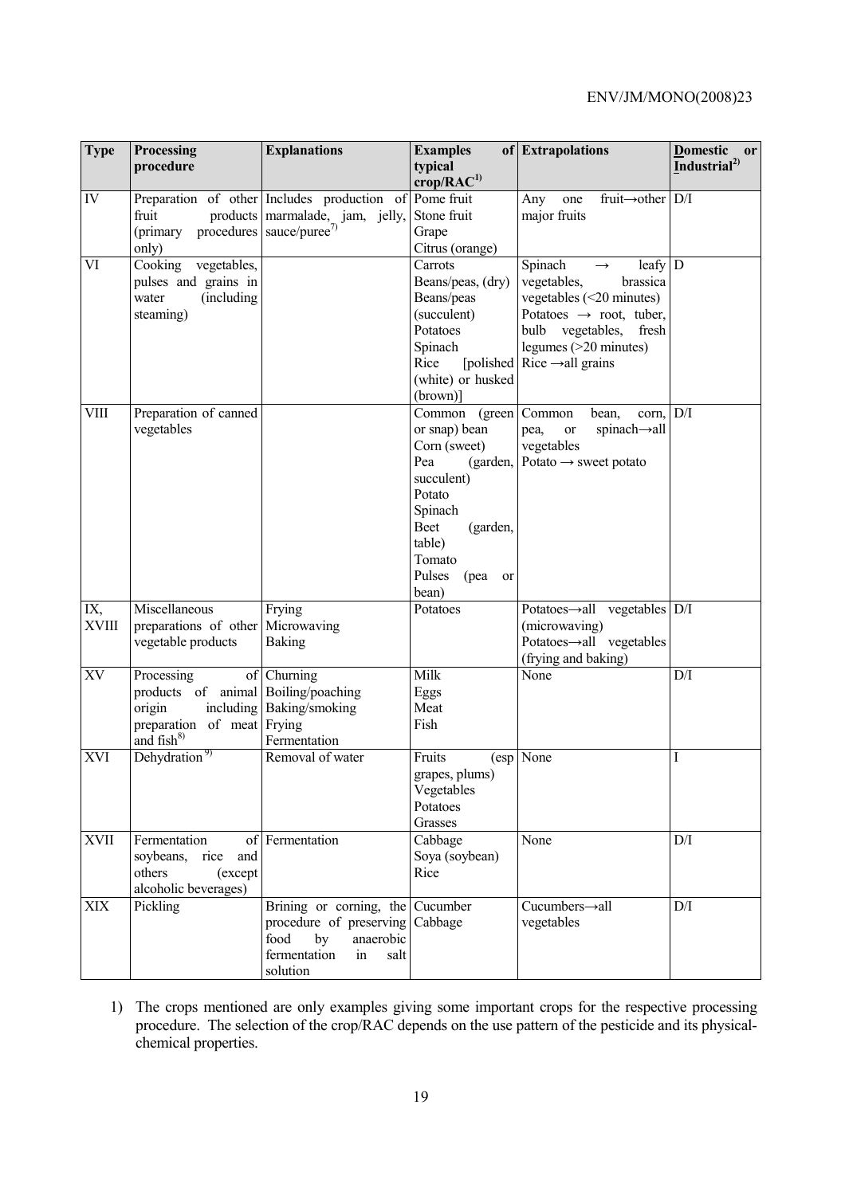| Type | Processing procedure | Explanations | Examples of typical crop/RAC[1)] | Extrapolations | Domestic or Industrial[2)] |
|---|---|---|---|---|---|
| IV | Preparation of other fruit products (primary procedures only) | Includes production of marmalade, jam, jelly, sauce/puree[7)] | Pome fruit<br>Stone fruit<br>Grape<br>Citrus (orange) | Any one fruit→other major fruits | D/I |
| VI | Cooking vegetables, pulses and grains in water (including steaming) | | Carrots<br>Beans/peas, (dry)<br>Beans/peas (succulent)<br>Potatoes<br>Spinach<br>Rice [polished (white) or husked (brown)] | Spinach → leafy vegetables, brassica vegetables (<20 minutes)<br>Potatoes → root, tuber, bulb vegetables, fresh legumes (>20 minutes)<br>Rice →all grains | D |
| VIII | Preparation of canned vegetables | | Common (green or snap) bean<br>Corn (sweet)<br>Pea (garden, succulent)<br>Potato<br>Spinach<br>Beet (garden, table)<br>Tomato<br>Pulses (pea or bean) | Common bean, corn, pea, or spinach→all vegetables<br>Potato → sweet potato | D/I |
| IX, XVIII | Miscellaneous preparations of other vegetable products | Frying<br>Microwaving<br>Baking | Potatoes | Potatoes→all vegetables (microwaving)<br>Potatoes→all vegetables (frying and baking) | D/I |
| XV | Processing of products of animal origin including preparation of meat and fish[8)] | Churning<br>Boiling/poaching<br>Baking/smoking<br>Frying<br>Fermentation | Milk<br>Eggs<br>Meat<br>Fish | None | D/I |
| XVI | Dehydration[9)] | Removal of water | Fruits (esp grapes, plums)<br>Vegetables<br>Potatoes<br>Grasses | None | I |
| XVII | Fermentation of soybeans, rice and others (except alcoholic beverages) | Fermentation | Cabbage<br>Soya (soybean)<br>Rice | None | D/I |
| XIX | Pickling | Brining or corning, the procedure of preserving food by anaerobic fermentation in salt solution | Cucumber<br>Cabbage | Cucumbers→all vegetables | D/I |

1) The crops mentioned are only examples giving some important crops for the respective processing procedure. The selection of the crop/RAC depends on the use pattern of the pesticide and its physical-chemical properties.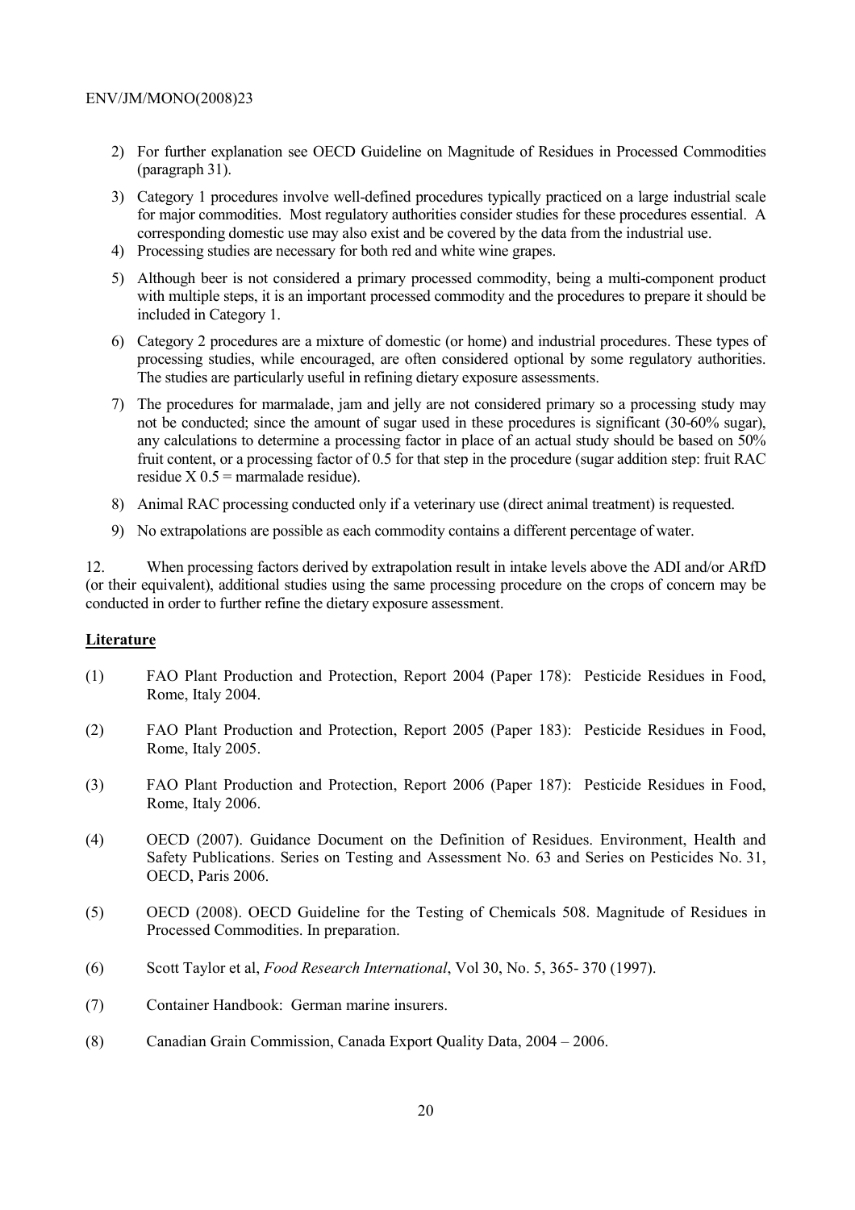2) For further explanation see OECD Guideline on Magnitude of Residues in Processed Commodities (paragraph 31).

3) Category 1 procedures involve well-defined procedures typically practiced on a large industrial scale for major commodities. Most regulatory authorities consider studies for these procedures essential. A corresponding domestic use may also exist and be covered by the data from the industrial use.

4) Processing studies are necessary for both red and white wine grapes.

5) Although beer is not considered a primary processed commodity, being a multi-component product with multiple steps, it is an important processed commodity and the procedures to prepare it should be included in Category 1.

6) Category 2 procedures are a mixture of domestic (or home) and industrial procedures. These types of processing studies, while encouraged, are often considered optional by some regulatory authorities. The studies are particularly useful in refining dietary exposure assessments.

7) The procedures for marmalade, jam and jelly are not considered primary so a processing study may not be conducted; since the amount of sugar used in these procedures is significant (30-60% sugar), any calculations to determine a processing factor in place of an actual study should be based on 50% fruit content, or a processing factor of 0.5 for that step in the procedure (sugar addition step: fruit RAC residue X 0.5 = marmalade residue).

8) Animal RAC processing conducted only if a veterinary use (direct animal treatment) is requested.

9) No extrapolations are possible as each commodity contains a different percentage of water.

12. When processing factors derived by extrapolation result in intake levels above the ADI and/or ARfD (or their equivalent), additional studies using the same processing procedure on the crops of concern may be conducted in order to further refine the dietary exposure assessment.

## Literature

(1) FAO Plant Production and Protection, Report 2004 (Paper 178): Pesticide Residues in Food, Rome, Italy 2004.

(2) FAO Plant Production and Protection, Report 2005 (Paper 183): Pesticide Residues in Food, Rome, Italy 2005.

(3) FAO Plant Production and Protection, Report 2006 (Paper 187): Pesticide Residues in Food, Rome, Italy 2006.

(4) OECD (2007). Guidance Document on the Definition of Residues. Environment, Health and Safety Publications. Series on Testing and Assessment No. 63 and Series on Pesticides No. 31, OECD, Paris 2006.

(5) OECD (2008). OECD Guideline for the Testing of Chemicals 508. Magnitude of Residues in Processed Commodities. In preparation.

(6) Scott Taylor et al, *Food Research International*, Vol 30, No. 5, 365- 370 (1997).

(7) Container Handbook: German marine insurers.

(8) Canadian Grain Commission, Canada Export Quality Data, 2004 – 2006.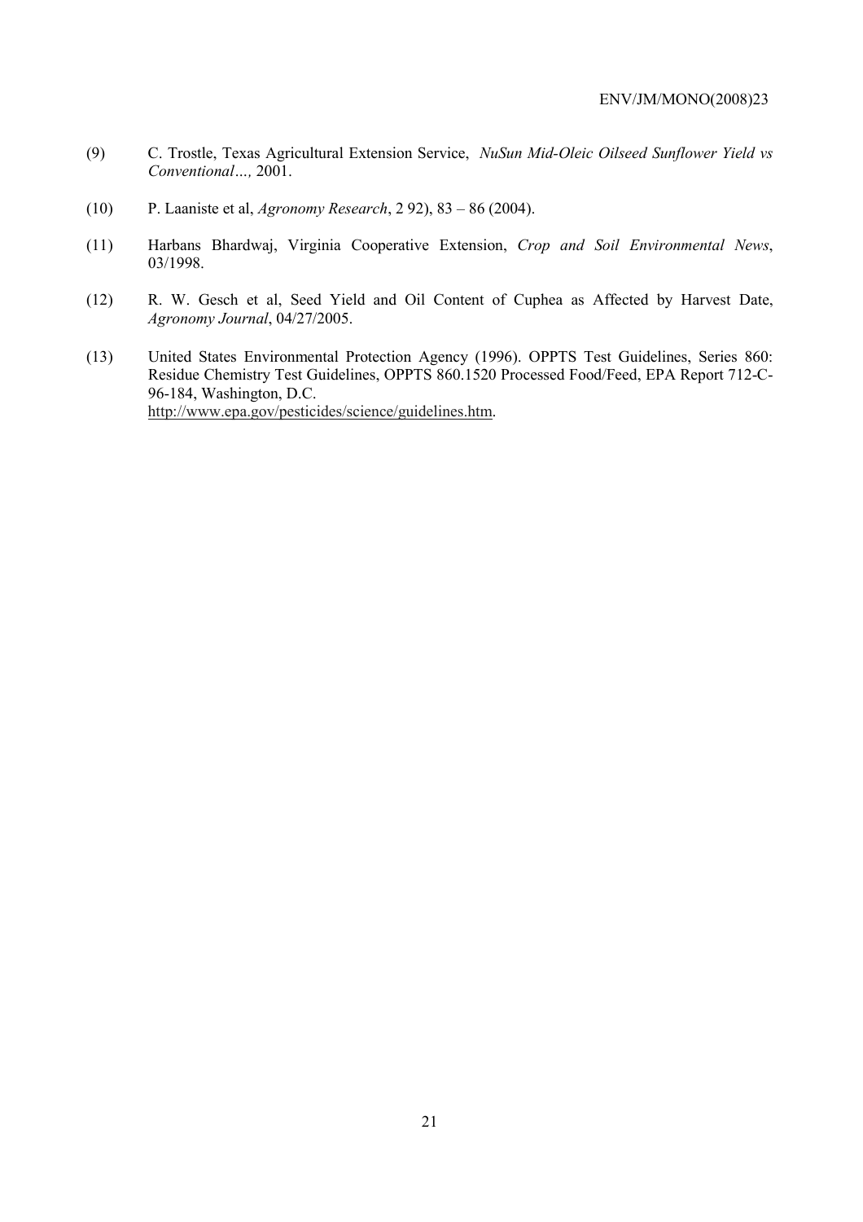(9) C. Trostle, Texas Agricultural Extension Service, *NuSun Mid-Oleic Oilseed Sunflower Yield vs Conventional…,* 2001.

(10) P. Laaniste et al, *Agronomy Research*, 2 92), 83 – 86 (2004).

(11) Harbans Bhardwaj, Virginia Cooperative Extension, *Crop and Soil Environmental News*, 03/1998.

(12) R. W. Gesch et al, Seed Yield and Oil Content of Cuphea as Affected by Harvest Date, *Agronomy Journal*, 04/27/2005.

(13) United States Environmental Protection Agency (1996). OPPTS Test Guidelines, Series 860: Residue Chemistry Test Guidelines, OPPTS 860.1520 Processed Food/Feed, EPA Report 712-C-96-184, Washington, D.C. http://www.epa.gov/pesticides/science/guidelines.htm.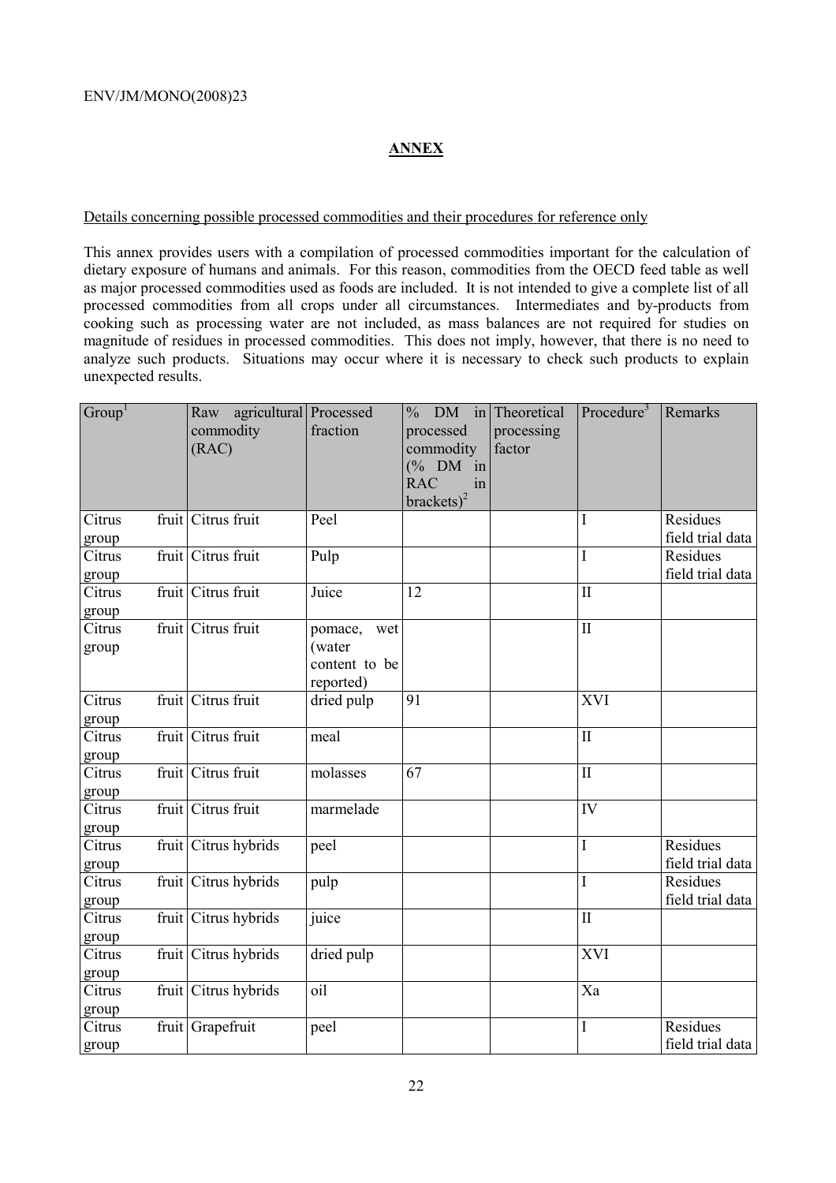## ANNEX

Details concerning possible processed commodities and their procedures for reference only

This annex provides users with a compilation of processed commodities important for the calculation of dietary exposure of humans and animals. For this reason, commodities from the OECD feed table as well as major processed commodities used as foods are included. It is not intended to give a complete list of all processed commodities from all crops under all circumstances. Intermediates and by-products from cooking such as processing water are not included, as mass balances are not required for studies on magnitude of residues in processed commodities. This does not imply, however, that there is no need to analyze such products. Situations may occur where it is necessary to check such products to explain unexpected results.

| Group[1] | Raw agricultural commodity (RAC) | Processed fraction | % DM in processed commodity (% DM in RAC in brackets)[2] | Theoretical processing factor | Procedure[3] | Remarks |
|---|---|---|---|---|---|---|
| Citrus fruit group | Citrus fruit | Peel | | | I | Residues field trial data |
| Citrus fruit group | Citrus fruit | Pulp | | | I | Residues field trial data |
| Citrus fruit group | Citrus fruit | Juice | 12 | | II | |
| Citrus fruit group | Citrus fruit | pomace, wet (water content to be reported) | | | II | |
| Citrus fruit group | Citrus fruit | dried pulp | 91 | | XVI | |
| Citrus fruit group | Citrus fruit | meal | | | II | |
| Citrus fruit group | Citrus fruit | molasses | 67 | | II | |
| Citrus fruit group | Citrus fruit | marmelade | | | IV | |
| Citrus fruit group | Citrus hybrids | peel | | | I | Residues field trial data |
| Citrus fruit group | Citrus hybrids | pulp | | | I | Residues field trial data |
| Citrus fruit group | Citrus hybrids | juice | | | II | |
| Citrus fruit group | Citrus hybrids | dried pulp | | | XVI | |
| Citrus fruit group | Citrus hybrids | oil | | | Xa | |
| Citrus fruit group | Grapefruit | peel | | | I | Residues field trial data |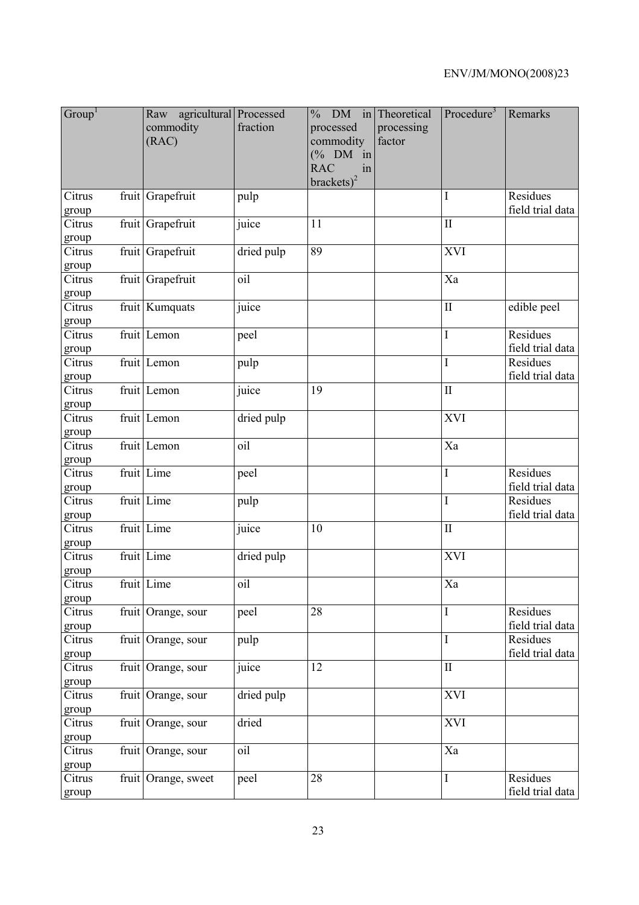| Group[1] | Raw agricultural commodity (RAC) | Processed fraction | % DM in processed commodity (% DM in RAC in brackets)[2] | Theoretical processing factor | Procedure[3] | Remarks |
|---|---|---|---|---|---|---|
| Citrus fruit group | Grapefruit | pulp | | | I | Residues field trial data |
| Citrus fruit group | Grapefruit | juice | 11 | | II | |
| Citrus fruit group | Grapefruit | dried pulp | 89 | | XVI | |
| Citrus fruit group | Grapefruit | oil | | | Xa | |
| Citrus fruit group | Kumquats | juice | | | II | edible peel |
| Citrus fruit group | Lemon | peel | | | I | Residues field trial data |
| Citrus fruit group | Lemon | pulp | | | I | Residues field trial data |
| Citrus fruit group | Lemon | juice | 19 | | II | |
| Citrus fruit group | Lemon | dried pulp | | | XVI | |
| Citrus fruit group | Lemon | oil | | | Xa | |
| Citrus fruit group | Lime | peel | | | I | Residues field trial data |
| Citrus fruit group | Lime | pulp | | | I | Residues field trial data |
| Citrus fruit group | Lime | juice | 10 | | II | |
| Citrus fruit group | Lime | dried pulp | | | XVI | |
| Citrus fruit group | Lime | oil | | | Xa | |
| Citrus fruit group | Orange, sour | peel | 28 | | I | Residues field trial data |
| Citrus fruit group | Orange, sour | pulp | | | I | Residues field trial data |
| Citrus fruit group | Orange, sour | juice | 12 | | II | |
| Citrus fruit group | Orange, sour | dried pulp | | | XVI | |
| Citrus fruit group | Orange, sour | dried | | | XVI | |
| Citrus fruit group | Orange, sour | oil | | | Xa | |
| Citrus fruit group | Orange, sweet | peel | 28 | | I | Residues field trial data |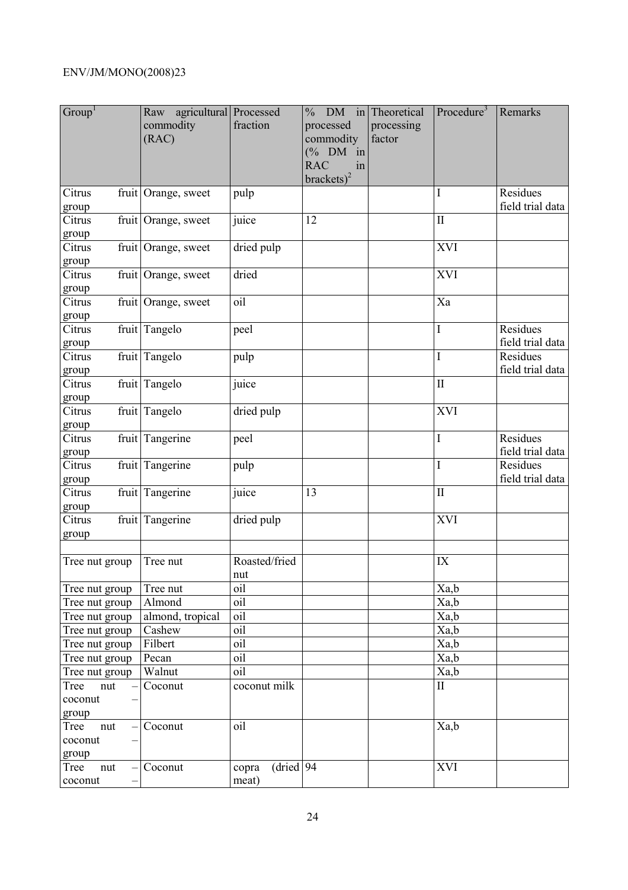| Group[1] | Raw agricultural commodity (RAC) | Processed fraction | % DM in processed commodity (% DM in RAC in brackets)[2] | Theoretical processing factor | Procedure[3] | Remarks |
|---|---|---|---|---|---|---|
| Citrus fruit group | Orange, sweet | pulp | | | I | Residues field trial data |
| Citrus fruit group | Orange, sweet | juice | 12 | | II | |
| Citrus fruit group | Orange, sweet | dried pulp | | | XVI | |
| Citrus fruit group | Orange, sweet | dried | | | XVI | |
| Citrus fruit group | Orange, sweet | oil | | | Xa | |
| Citrus fruit group | Tangelo | peel | | | I | Residues field trial data |
| Citrus fruit group | Tangelo | pulp | | | I | Residues field trial data |
| Citrus fruit group | Tangelo | juice | | | II | |
| Citrus fruit group | Tangelo | dried pulp | | | XVI | |
| Citrus fruit group | Tangerine | peel | | | I | Residues field trial data |
| Citrus fruit group | Tangerine | pulp | | | I | Residues field trial data |
| Citrus fruit group | Tangerine | juice | 13 | | II | |
| Citrus fruit group | Tangerine | dried pulp | | | XVI | |
| | | | | | | |
| Tree nut group | Tree nut | Roasted/fried nut | | | IX | |
| Tree nut group | Tree nut | oil | | | Xa,b | |
| Tree nut group | Almond | oil | | | Xa,b | |
| Tree nut group | almond, tropical | oil | | | Xa,b | |
| Tree nut group | Cashew | oil | | | Xa,b | |
| Tree nut group | Filbert | oil | | | Xa,b | |
| Tree nut group | Pecan | oil | | | Xa,b | |
| Tree nut group | Walnut | oil | | | Xa,b | |
| Tree nut – coconut – group | Coconut | coconut milk | | | II | |
| Tree nut – coconut – group | Coconut | oil | | | Xa,b | |
| Tree nut – coconut – | Coconut | copra (dried meat) | 94 | | XVI | |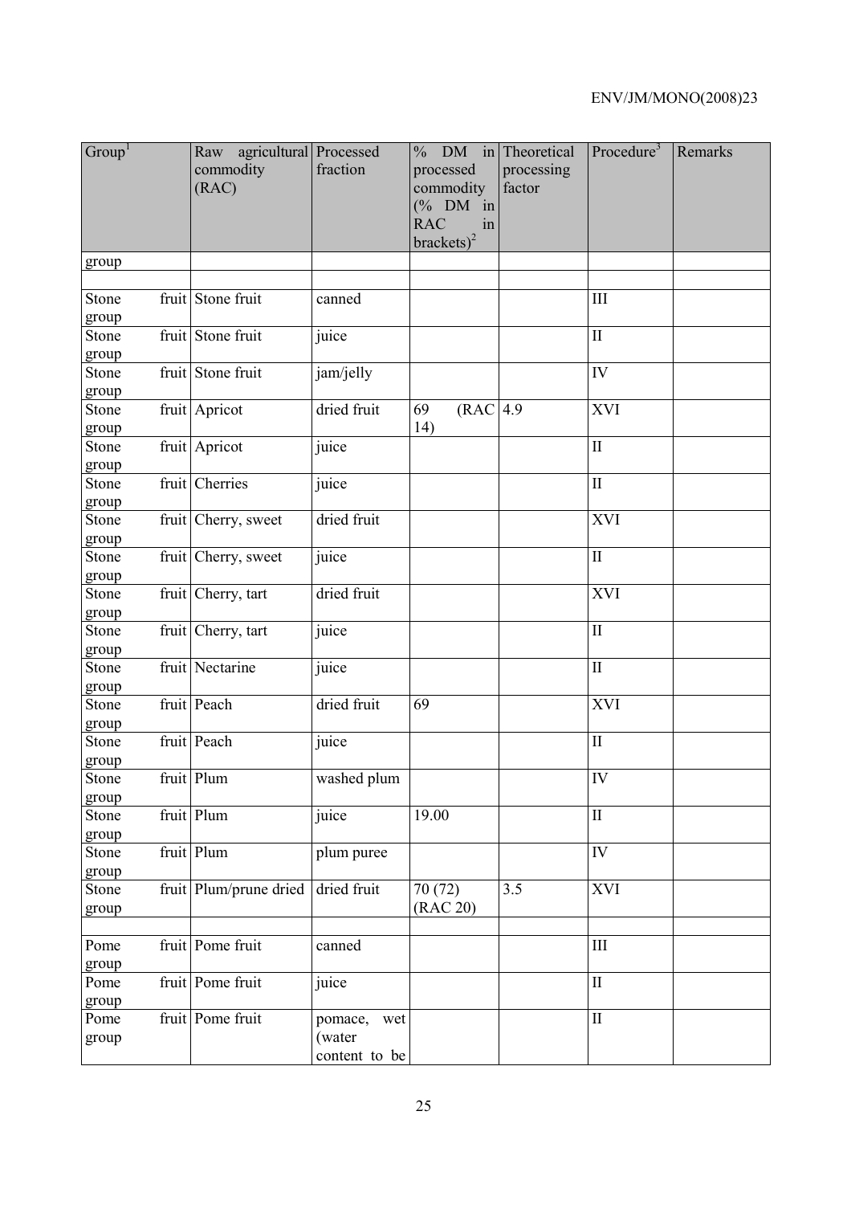| Group[1] | Raw agricultural commodity (RAC) | Processed fraction | % DM in processed commodity (% DM in RAC in brackets)[2] | Theoretical processing factor | Procedure[3] | Remarks |
|---|---|---|---|---|---|---|
| group | | | | | | |
| | | | | | | |
| Stone fruit group | Stone fruit | canned | | | III | |
| Stone fruit group | Stone fruit | juice | | | II | |
| Stone fruit group | Stone fruit | jam/jelly | | | IV | |
| Stone fruit group | Apricot | dried fruit | 69 (RAC 14) | 4.9 | XVI | |
| Stone fruit group | Apricot | juice | | | II | |
| Stone fruit group | Cherries | juice | | | II | |
| Stone fruit group | Cherry, sweet | dried fruit | | | XVI | |
| Stone fruit group | Cherry, sweet | juice | | | II | |
| Stone fruit group | Cherry, tart | dried fruit | | | XVI | |
| Stone fruit group | Cherry, tart | juice | | | II | |
| Stone fruit group | Nectarine | juice | | | II | |
| Stone fruit group | Peach | dried fruit | 69 | | XVI | |
| Stone fruit group | Peach | juice | | | II | |
| Stone fruit group | Plum | washed plum | | | IV | |
| Stone fruit group | Plum | juice | 19.00 | | II | |
| Stone fruit group | Plum | plum puree | | | IV | |
| Stone fruit group | Plum/prune dried | dried fruit | 70 (72) (RAC 20) | 3.5 | XVI | |
| | | | | | | |
| Pome fruit group | Pome fruit | canned | | | III | |
| Pome fruit group | Pome fruit | juice | | | II | |
| Pome fruit group | Pome fruit | pomace, wet (water content to be | | | II | |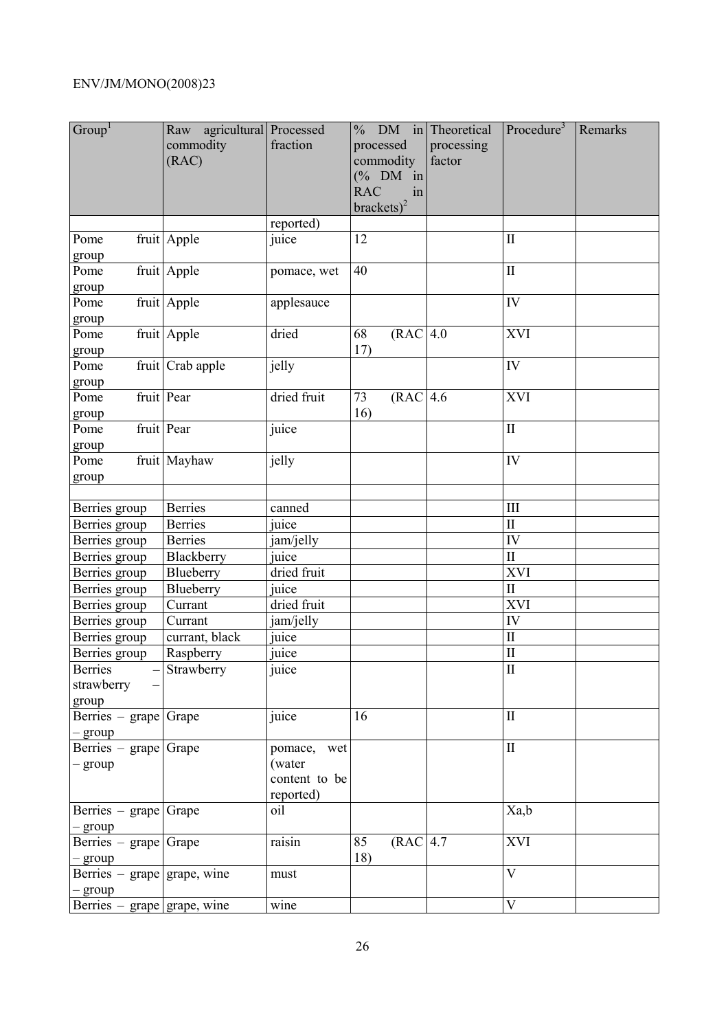| Group[1] | Raw agricultural commodity (RAC) | Processed fraction | % DM in processed commodity (% DM in RAC in brackets)[2] | Theoretical processing factor | Procedure[3] | Remarks |
|---|---|---|---|---|---|---|
| | | reported) | | | | |
| Pome fruit group | Apple | juice | 12 | | II | |
| Pome fruit group | Apple | pomace, wet | 40 | | II | |
| Pome fruit group | Apple | applesauce | | | IV | |
| Pome fruit group | Apple | dried | 68 (RAC 17) | 4.0 | XVI | |
| Pome fruit group | Crab apple | jelly | | | IV | |
| Pome fruit group | Pear | dried fruit | 73 (RAC 16) | 4.6 | XVI | |
| Pome fruit group | Pear | juice | | | II | |
| Pome fruit group | Mayhaw | jelly | | | IV | |
| | | | | | | |
| Berries group | Berries | canned | | | III | |
| Berries group | Berries | juice | | | II | |
| Berries group | Berries | jam/jelly | | | IV | |
| Berries group | Blackberry | juice | | | II | |
| Berries group | Blueberry | dried fruit | | | XVI | |
| Berries group | Blueberry | juice | | | II | |
| Berries group | Currant | dried fruit | | | XVI | |
| Berries group | Currant | jam/jelly | | | IV | |
| Berries group | currant, black | juice | | | II | |
| Berries group | Raspberry | juice | | | II | |
| Berries – strawberry – group | Strawberry | juice | | | II | |
| Berries – grape – group | Grape | juice | 16 | | II | |
| Berries – grape – group | Grape | pomace, wet (water content to be reported) | | | II | |
| Berries – grape – group | Grape | oil | | | Xa,b | |
| Berries – grape – group | Grape | raisin | 85 (RAC 18) | 4.7 | XVI | |
| Berries – grape – group | grape, wine | must | | | V | |
| Berries – grape | grape, wine | wine | | | V | |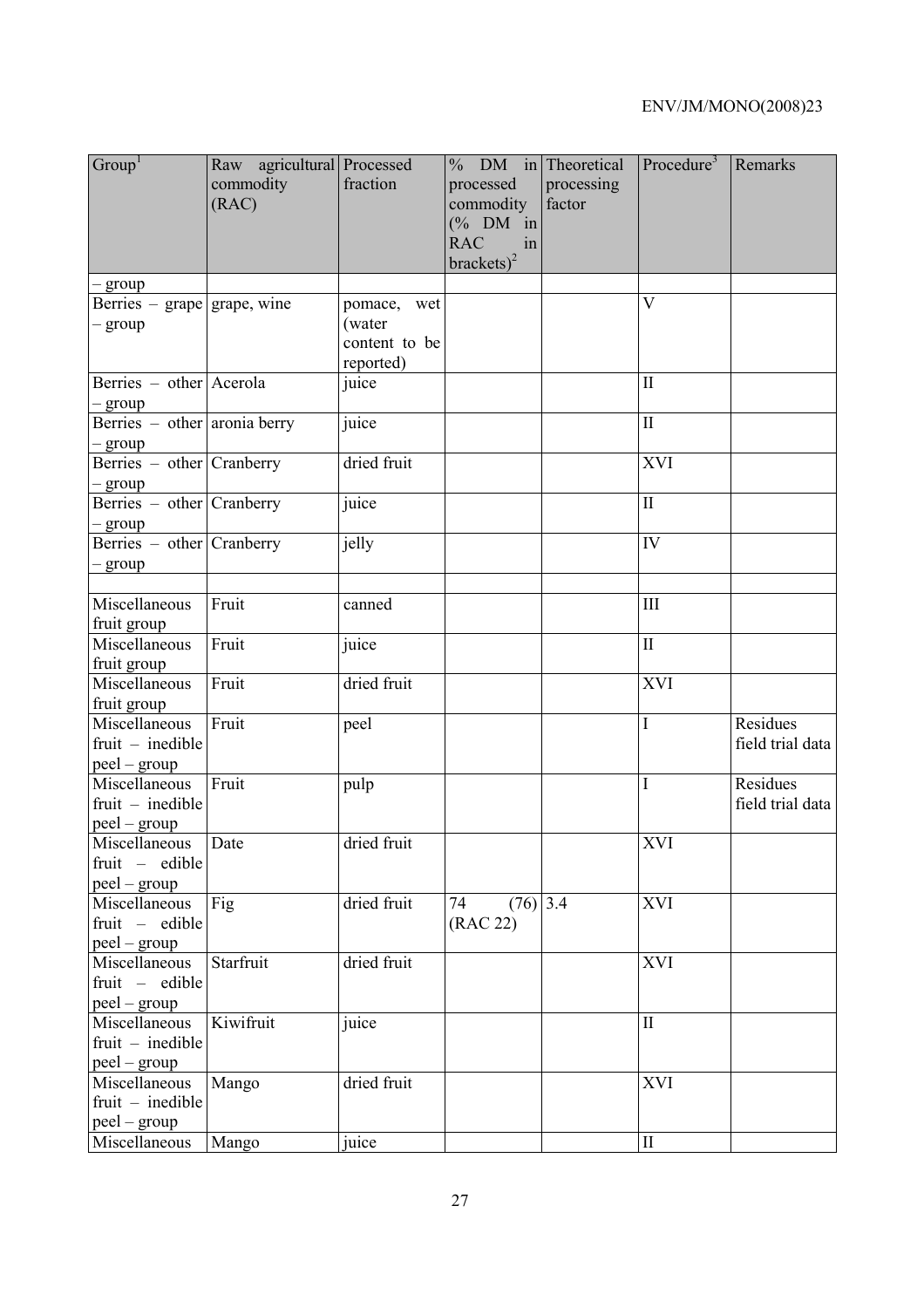| Group[1] | Raw agricultural commodity (RAC) | Processed fraction | % DM in processed commodity (% DM in RAC in brackets)[2] | Theoretical processing factor | Procedure[3] | Remarks |
|---|---|---|---|---|---|---|
| – group | | | | | | |
| Berries – grape – group | grape, wine | pomace, wet (water content to be reported) | | | V | |
| Berries – other – group | Acerola | juice | | | II | |
| Berries – other – group | aronia berry | juice | | | II | |
| Berries – other – group | Cranberry | dried fruit | | | XVI | |
| Berries – other – group | Cranberry | juice | | | II | |
| Berries – other – group | Cranberry | jelly | | | IV | |
| | | | | | | |
| Miscellaneous fruit group | Fruit | canned | | | III | |
| Miscellaneous fruit group | Fruit | juice | | | II | |
| Miscellaneous fruit group | Fruit | dried fruit | | | XVI | |
| Miscellaneous fruit – inedible peel – group | Fruit | peel | | | I | Residues field trial data |
| Miscellaneous fruit – inedible peel – group | Fruit | pulp | | | I | Residues field trial data |
| Miscellaneous fruit – edible peel – group | Date | dried fruit | | | XVI | |
| Miscellaneous fruit – edible peel – group | Fig | dried fruit | 74 (76) (RAC 22) | 3.4 | XVI | |
| Miscellaneous fruit – edible peel – group | Starfruit | dried fruit | | | XVI | |
| Miscellaneous fruit – inedible peel – group | Kiwifruit | juice | | | II | |
| Miscellaneous fruit – inedible peel – group | Mango | dried fruit | | | XVI | |
| Miscellaneous | Mango | juice | | | II | |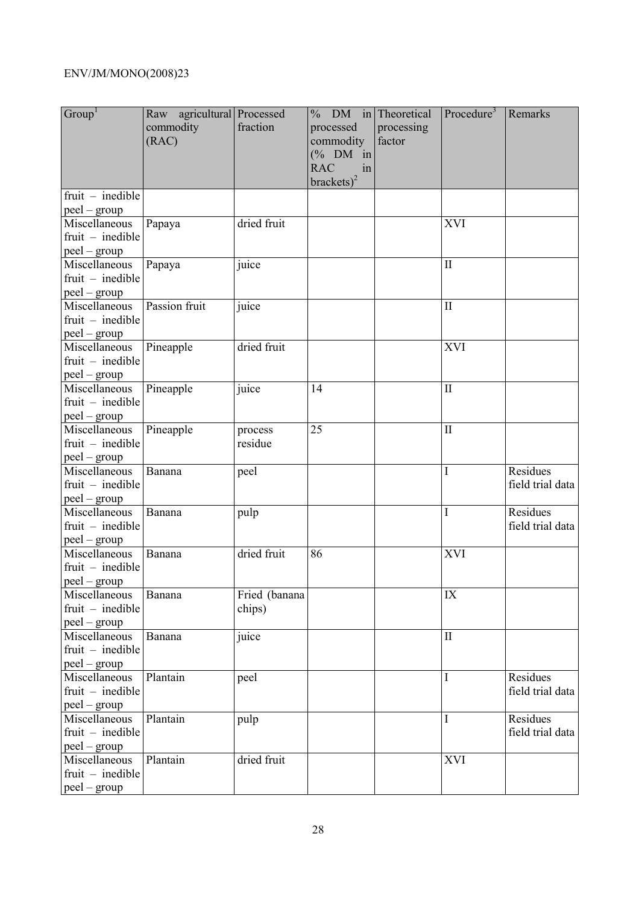| Group[1] | Raw agricultural commodity (RAC) | Processed fraction | % DM in processed commodity (% DM in RAC in brackets)[2] | Theoretical processing factor | Procedure[3] | Remarks |
|---|---|---|---|---|---|---|
| fruit – inedible peel – group | | | | | | |
| Miscellaneous fruit – inedible peel – group | Papaya | dried fruit | | | XVI | |
| Miscellaneous fruit – inedible peel – group | Papaya | juice | | | II | |
| Miscellaneous fruit – inedible peel – group | Passion fruit | juice | | | II | |
| Miscellaneous fruit – inedible peel – group | Pineapple | dried fruit | | | XVI | |
| Miscellaneous fruit – inedible peel – group | Pineapple | juice | 14 | | II | |
| Miscellaneous fruit – inedible peel – group | Pineapple | process residue | 25 | | II | |
| Miscellaneous fruit – inedible peel – group | Banana | peel | | | I | Residues field trial data |
| Miscellaneous fruit – inedible peel – group | Banana | pulp | | | I | Residues field trial data |
| Miscellaneous fruit – inedible peel – group | Banana | dried fruit | 86 | | XVI | |
| Miscellaneous fruit – inedible peel – group | Banana | Fried (banana chips) | | | IX | |
| Miscellaneous fruit – inedible peel – group | Banana | juice | | | II | |
| Miscellaneous fruit – inedible peel – group | Plantain | peel | | | I | Residues field trial data |
| Miscellaneous fruit – inedible peel – group | Plantain | pulp | | | I | Residues field trial data |
| Miscellaneous fruit – inedible peel – group | Plantain | dried fruit | | | XVI | |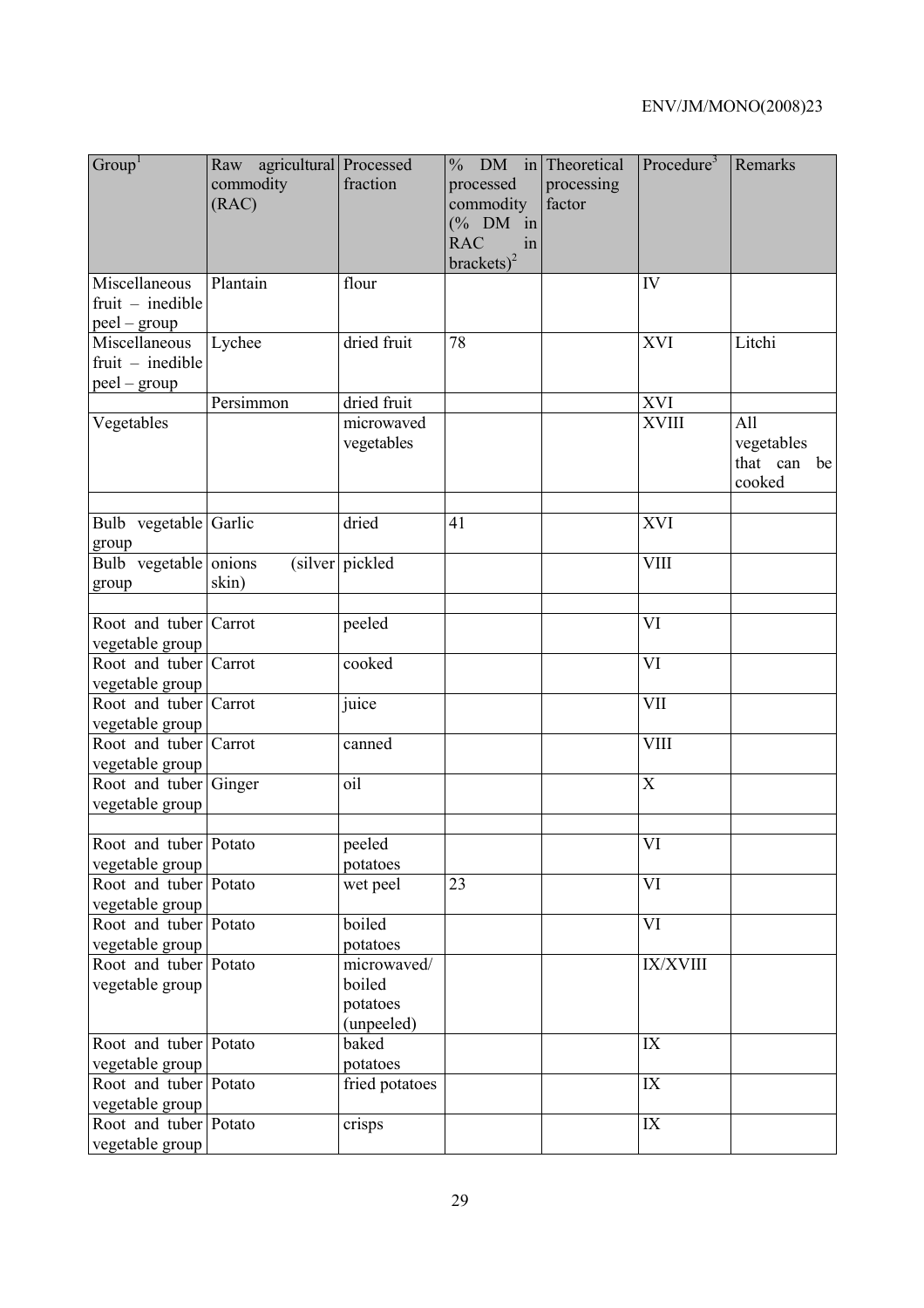| Group[1] | Raw agricultural commodity (RAC) | Processed fraction | % DM in processed commodity (% DM in RAC in brackets)[2] | Theoretical processing factor | Procedure[3] | Remarks |
|---|---|---|---|---|---|---|
| Miscellaneous fruit – inedible peel – group | Plantain | flour | | | IV | |
| Miscellaneous fruit – inedible peel – group | Lychee | dried fruit | 78 | | XVI | Litchi |
| | Persimmon | dried fruit | | | XVI | |
| Vegetables | | microwaved vegetables | | | XVIII | All vegetables that can be cooked |
| | | | | | | |
| Bulb vegetable group | Garlic | dried | 41 | | XVI | |
| Bulb vegetable group | onions (silver skin) | pickled | | | VIII | |
| | | | | | | |
| Root and tuber vegetable group | Carrot | peeled | | | VI | |
| Root and tuber vegetable group | Carrot | cooked | | | VI | |
| Root and tuber vegetable group | Carrot | juice | | | VII | |
| Root and tuber vegetable group | Carrot | canned | | | VIII | |
| Root and tuber vegetable group | Ginger | oil | | | X | |
| | | | | | | |
| Root and tuber vegetable group | Potato | peeled potatoes | | | VI | |
| Root and tuber vegetable group | Potato | wet peel | 23 | | VI | |
| Root and tuber vegetable group | Potato | boiled potatoes | | | VI | |
| Root and tuber vegetable group | Potato | microwaved/ boiled potatoes (unpeeled) | | | IX/XVIII | |
| Root and tuber vegetable group | Potato | baked potatoes | | | IX | |
| Root and tuber vegetable group | Potato | fried potatoes | | | IX | |
| Root and tuber vegetable group | Potato | crisps | | | IX | |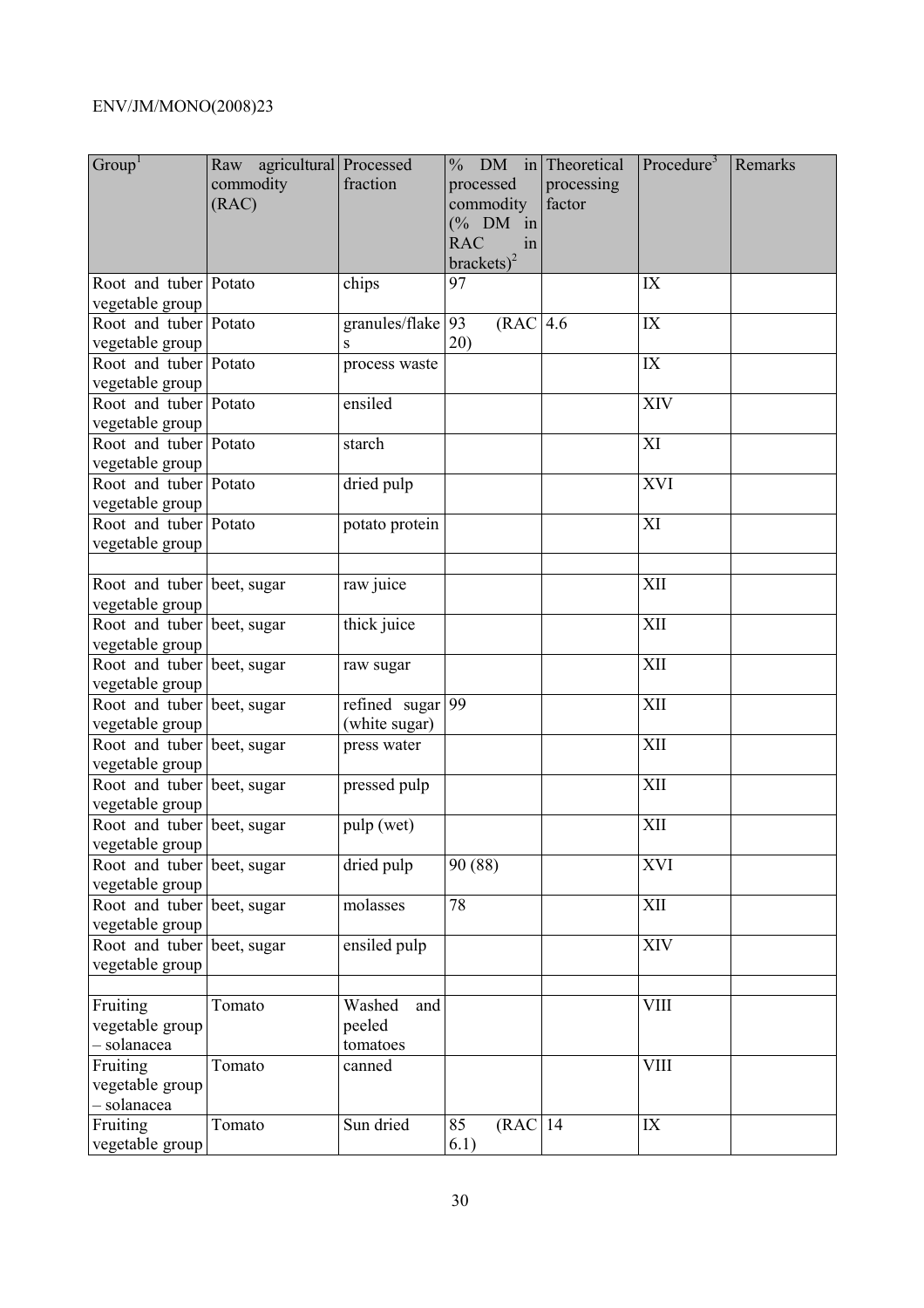| Group[1] | Raw agricultural commodity (RAC) | Processed fraction | % DM in processed commodity (% DM in RAC in brackets)[2] | Theoretical processing factor | Procedure[3] | Remarks |
|---|---|---|---|---|---|---|
| Root and tuber vegetable group | Potato | chips | 97 | | IX | |
| Root and tuber vegetable group | Potato | granules/flakes | 93 (RAC 20) | 4.6 | IX | |
| Root and tuber vegetable group | Potato | process waste | | | IX | |
| Root and tuber vegetable group | Potato | ensiled | | | XIV | |
| Root and tuber vegetable group | Potato | starch | | | XI | |
| Root and tuber vegetable group | Potato | dried pulp | | | XVI | |
| Root and tuber vegetable group | Potato | potato protein | | | XI | |
| | | | | | | |
| Root and tuber vegetable group | beet, sugar | raw juice | | | XII | |
| Root and tuber vegetable group | beet, sugar | thick juice | | | XII | |
| Root and tuber vegetable group | beet, sugar | raw sugar | | | XII | |
| Root and tuber vegetable group | beet, sugar | refined sugar (white sugar) | 99 | | XII | |
| Root and tuber vegetable group | beet, sugar | press water | | | XII | |
| Root and tuber vegetable group | beet, sugar | pressed pulp | | | XII | |
| Root and tuber vegetable group | beet, sugar | pulp (wet) | | | XII | |
| Root and tuber vegetable group | beet, sugar | dried pulp | 90 (88) | | XVI | |
| Root and tuber vegetable group | beet, sugar | molasses | 78 | | XII | |
| Root and tuber vegetable group | beet, sugar | ensiled pulp | | | XIV | |
| | | | | | | |
| Fruiting vegetable group – solanacea | Tomato | Washed and peeled tomatoes | | | VIII | |
| Fruiting vegetable group – solanacea | Tomato | canned | | | VIII | |
| Fruiting vegetable group | Tomato | Sun dried | 85 (RAC 6.1) | 14 | IX | |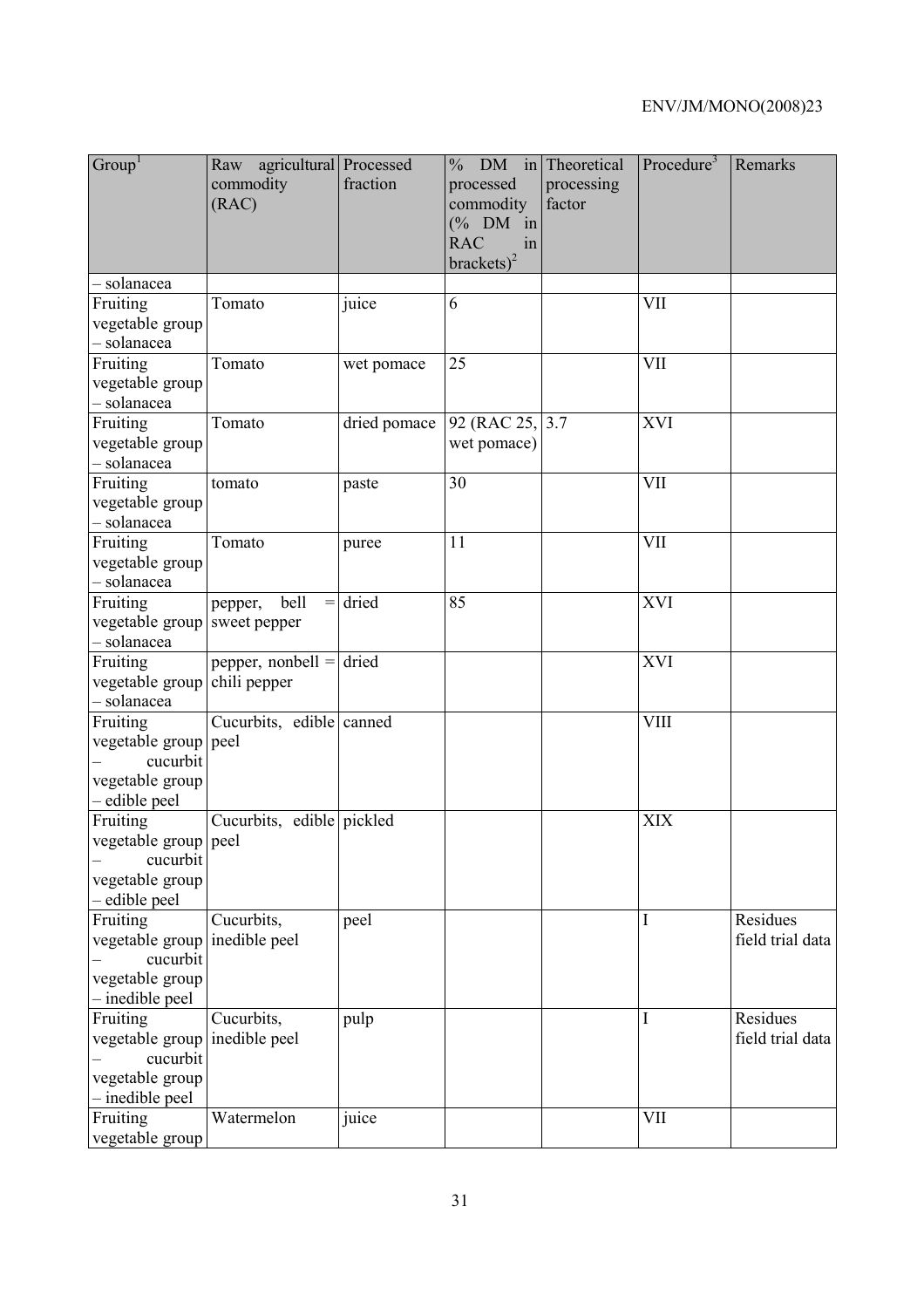| Group[1] | Raw agricultural commodity (RAC) | Processed fraction | % DM in processed commodity (% DM in RAC in brackets)[2] | Theoretical processing factor | Procedure[3] | Remarks |
|---|---|---|---|---|---|---|
| – solanacea | | | | | | |
| Fruiting vegetable group – solanacea | Tomato | juice | 6 | | VII | |
| Fruiting vegetable group – solanacea | Tomato | wet pomace | 25 | | VII | |
| Fruiting vegetable group – solanacea | Tomato | dried pomace | 92 (RAC 25, wet pomace) | 3.7 | XVI | |
| Fruiting vegetable group – solanacea | tomato | paste | 30 | | VII | |
| Fruiting vegetable group – solanacea | Tomato | puree | 11 | | VII | |
| Fruiting vegetable group – solanacea | pepper, bell = sweet pepper | dried | 85 | | XVI | |
| Fruiting vegetable group – solanacea | pepper, nonbell = chili pepper | dried | | | XVI | |
| Fruiting vegetable group – cucurbit vegetable group – edible peel | Cucurbits, edible peel | canned | | | VIII | |
| Fruiting vegetable group – cucurbit vegetable group – edible peel | Cucurbits, edible peel | pickled | | | XIX | |
| Fruiting vegetable group – cucurbit vegetable group – inedible peel | Cucurbits, inedible peel | peel | | | I | Residues field trial data |
| Fruiting vegetable group – cucurbit vegetable group – inedible peel | Cucurbits, inedible peel | pulp | | | I | Residues field trial data |
| Fruiting vegetable group | Watermelon | juice | | | VII | |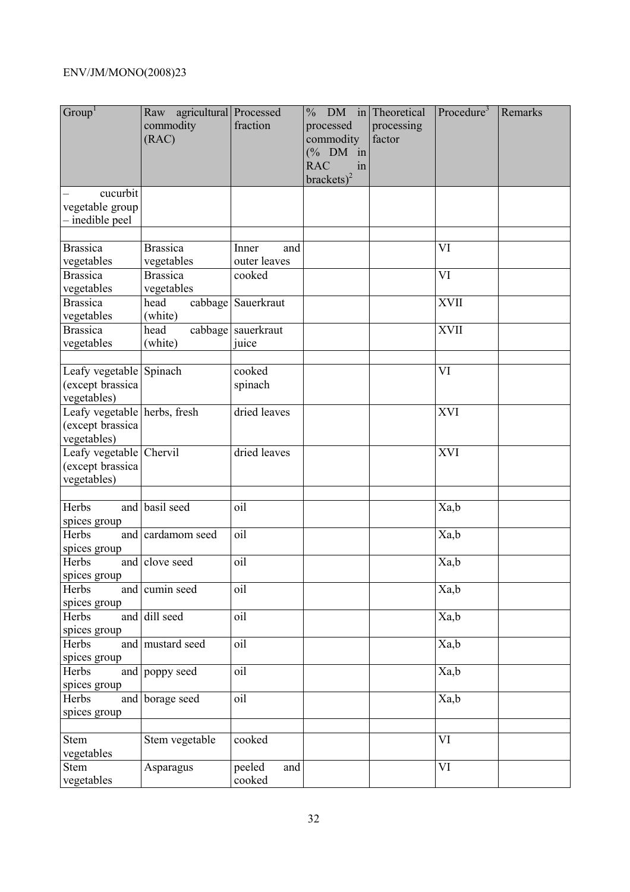| Group[1] | Raw agricultural commodity (RAC) | Processed fraction | % DM in processed commodity (% DM in RAC in brackets)[2] | Theoretical processing factor | Procedure[3] | Remarks |
|---|---|---|---|---|---|---|
| – cucurbit vegetable group – inedible peel | | | | | | |
| | | | | | | |
| Brassica vegetables | Brassica vegetables | Inner and outer leaves | | | VI | |
| Brassica vegetables | Brassica vegetables | cooked | | | VI | |
| Brassica vegetables | head cabbage (white) | Sauerkraut | | | XVII | |
| Brassica vegetables | head cabbage (white) | sauerkraut juice | | | XVII | |
| | | | | | | |
| Leafy vegetable (except brassica vegetables) | Spinach | cooked spinach | | | VI | |
| Leafy vegetable (except brassica vegetables) | herbs, fresh | dried leaves | | | XVI | |
| Leafy vegetable (except brassica vegetables) | Chervil | dried leaves | | | XVI | |
| | | | | | | |
| Herbs and spices group | basil seed | oil | | | Xa,b | |
| Herbs and spices group | cardamom seed | oil | | | Xa,b | |
| Herbs and spices group | clove seed | oil | | | Xa,b | |
| Herbs and spices group | cumin seed | oil | | | Xa,b | |
| Herbs and spices group | dill seed | oil | | | Xa,b | |
| Herbs and spices group | mustard seed | oil | | | Xa,b | |
| Herbs and spices group | poppy seed | oil | | | Xa,b | |
| Herbs and spices group | borage seed | oil | | | Xa,b | |
| | | | | | | |
| Stem vegetables | Stem vegetable | cooked | | | VI | |
| Stem vegetables | Asparagus | peeled and cooked | | | VI | |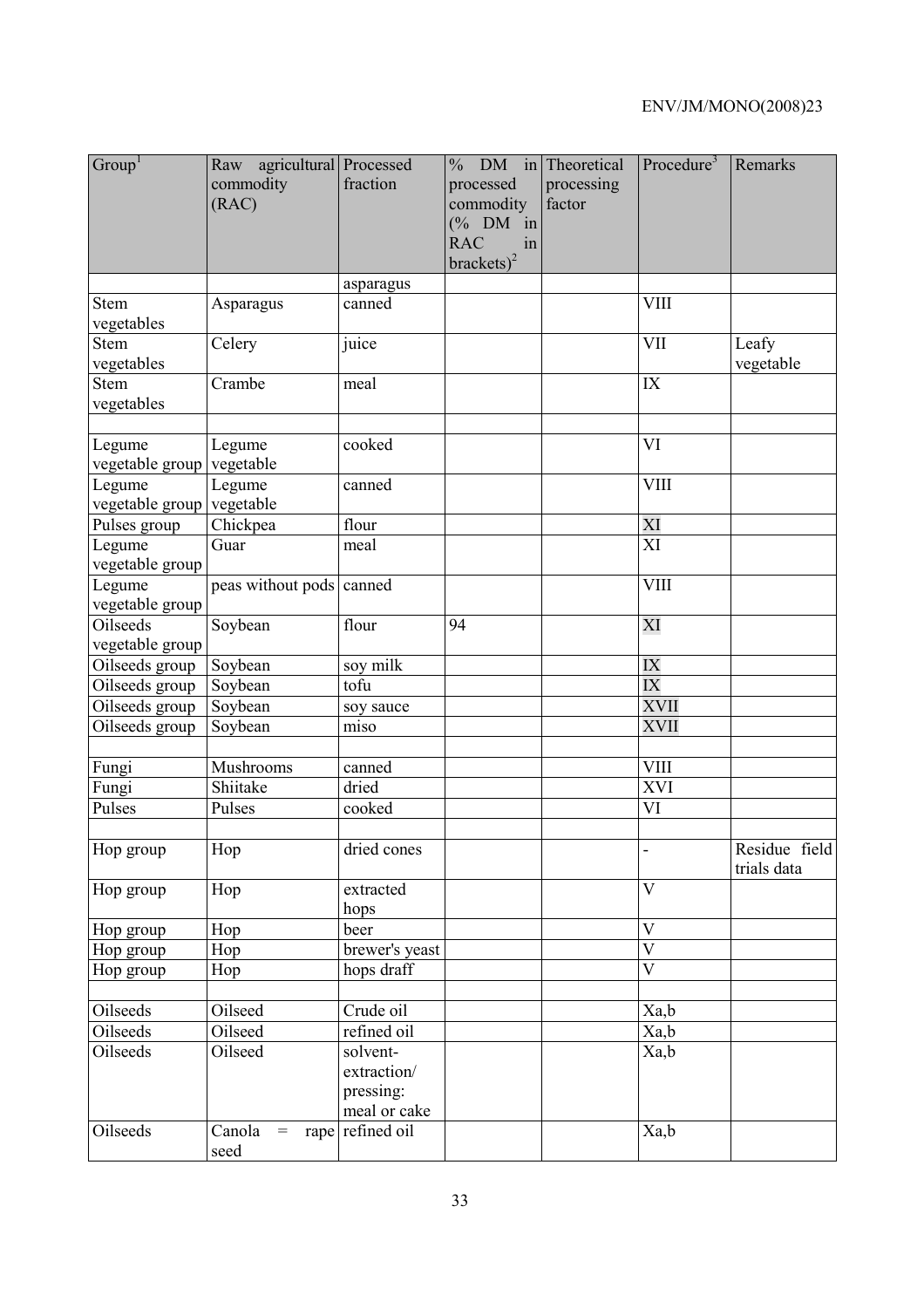| Group[1] | Raw agricultural commodity (RAC) | Processed fraction | % DM in processed commodity (% DM in RAC in brackets)[2] | Theoretical processing factor | Procedure[3] | Remarks |
|---|---|---|---|---|---|---|
| | | asparagus | | | | |
| Stem vegetables | Asparagus | canned | | | VIII | |
| Stem vegetables | Celery | juice | | | VII | Leafy vegetable |
| Stem vegetables | Crambe | meal | | | IX | |
| | | | | | | |
| Legume vegetable group | Legume vegetable | cooked | | | VI | |
| Legume vegetable group | Legume vegetable | canned | | | VIII | |
| Pulses group | Chickpea | flour | | | XI | |
| Legume vegetable group | Guar | meal | | | XI | |
| Legume vegetable group | peas without pods | canned | | | VIII | |
| Oilseeds vegetable group | Soybean | flour | 94 | | XI | |
| Oilseeds group | Soybean | soy milk | | | IX | |
| Oilseeds group | Soybean | tofu | | | IX | |
| Oilseeds group | Soybean | soy sauce | | | XVII | |
| Oilseeds group | Soybean | miso | | | XVII | |
| | | | | | | |
| Fungi | Mushrooms | canned | | | VIII | |
| Fungi | Shiitake | dried | | | XVI | |
| Pulses | Pulses | cooked | | | VI | |
| | | | | | | |
| Hop group | Hop | dried cones | | | - | Residue field trials data |
| Hop group | Hop | extracted hops | | | V | |
| Hop group | Hop | beer | | | V | |
| Hop group | Hop | brewer's yeast | | | V | |
| Hop group | Hop | hops draff | | | V | |
| | | | | | | |
| Oilseeds | Oilseed | Crude oil | | | Xa,b | |
| Oilseeds | Oilseed | refined oil | | | Xa,b | |
| Oilseeds | Oilseed | solvent-extraction/ pressing: meal or cake | | | Xa,b | |
| Oilseeds | Canola = rape seed | refined oil | | | Xa,b | |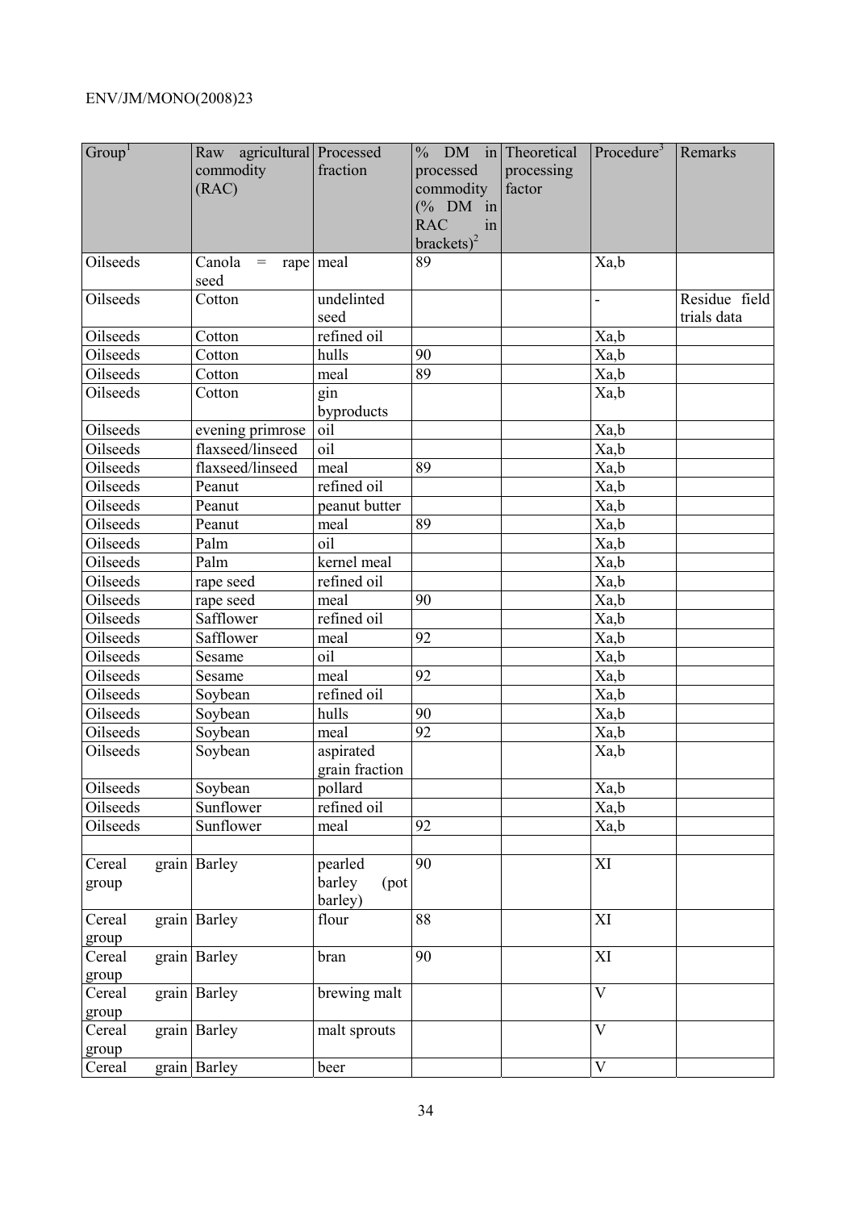| Group[1] | Raw agricultural commodity (RAC) | Processed fraction | % DM in processed commodity (% DM in RAC in brackets)[2] | Theoretical processing factor | Procedure[3] | Remarks |
|---|---|---|---|---|---|---|
| Oilseeds | Canola = rape seed | meal | 89 | | Xa,b | |
| Oilseeds | Cotton | undelinted seed | | | - | Residue field trials data |
| Oilseeds | Cotton | refined oil | | | Xa,b | |
| Oilseeds | Cotton | hulls | 90 | | Xa,b | |
| Oilseeds | Cotton | meal | 89 | | Xa,b | |
| Oilseeds | Cotton | gin byproducts | | | Xa,b | |
| Oilseeds | evening primrose | oil | | | Xa,b | |
| Oilseeds | flaxseed/linseed | oil | | | Xa,b | |
| Oilseeds | flaxseed/linseed | meal | 89 | | Xa,b | |
| Oilseeds | Peanut | refined oil | | | Xa,b | |
| Oilseeds | Peanut | peanut butter | | | Xa,b | |
| Oilseeds | Peanut | meal | 89 | | Xa,b | |
| Oilseeds | Palm | oil | | | Xa,b | |
| Oilseeds | Palm | kernel meal | | | Xa,b | |
| Oilseeds | rape seed | refined oil | | | Xa,b | |
| Oilseeds | rape seed | meal | 90 | | Xa,b | |
| Oilseeds | Safflower | refined oil | | | Xa,b | |
| Oilseeds | Safflower | meal | 92 | | Xa,b | |
| Oilseeds | Sesame | oil | | | Xa,b | |
| Oilseeds | Sesame | meal | 92 | | Xa,b | |
| Oilseeds | Soybean | refined oil | | | Xa,b | |
| Oilseeds | Soybean | hulls | 90 | | Xa,b | |
| Oilseeds | Soybean | meal | 92 | | Xa,b | |
| Oilseeds | Soybean | aspirated grain fraction | | | Xa,b | |
| Oilseeds | Soybean | pollard | | | Xa,b | |
| Oilseeds | Sunflower | refined oil | | | Xa,b | |
| Oilseeds | Sunflower | meal | 92 | | Xa,b | |
| | | | | | | |
| Cereal grain group | Barley | pearled barley (pot barley) | 90 | | XI | |
| Cereal grain group | Barley | flour | 88 | | XI | |
| Cereal grain group | Barley | bran | 90 | | XI | |
| Cereal grain group | Barley | brewing malt | | | V | |
| Cereal grain group | Barley | malt sprouts | | | V | |
| Cereal grain | Barley | beer | | | V | |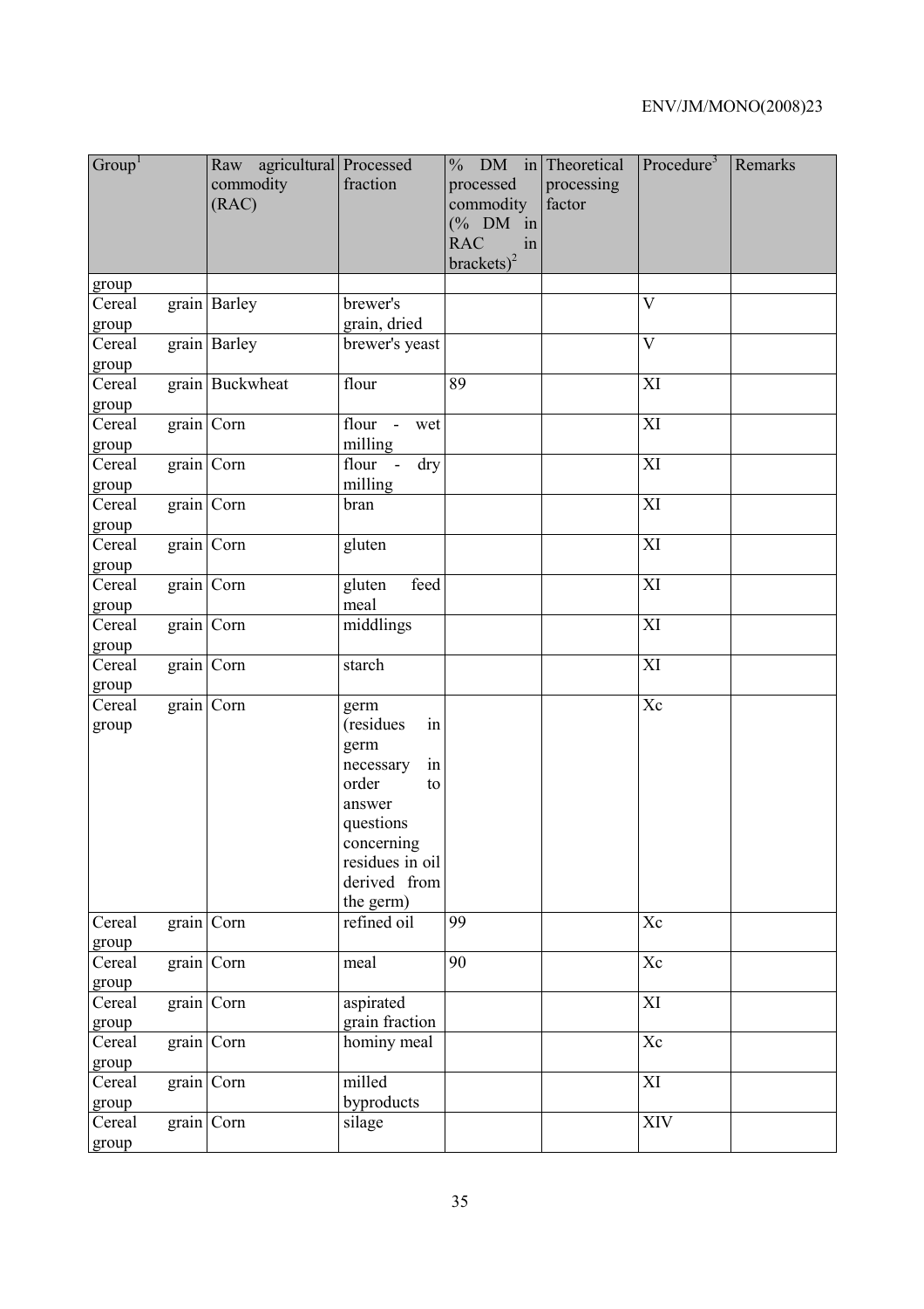| Group[1] | Raw agricultural commodity (RAC) | Processed fraction | % DM in processed commodity (% DM in RAC in brackets)[2] | Theoretical processing factor | Procedure[3] | Remarks |
|---|---|---|---|---|---|---|
| group | | | | | | |
| Cereal grain group | Barley | brewer's grain, dried | | | V | |
| Cereal grain group | Barley | brewer's yeast | | | V | |
| Cereal grain group | Buckwheat | flour | 89 | | XI | |
| Cereal grain group | Corn | flour - wet milling | | | XI | |
| Cereal grain group | Corn | flour - dry milling | | | XI | |
| Cereal grain group | Corn | bran | | | XI | |
| Cereal grain group | Corn | gluten | | | XI | |
| Cereal grain group | Corn | gluten feed meal | | | XI | |
| Cereal grain group | Corn | middlings | | | XI | |
| Cereal grain group | Corn | starch | | | XI | |
| Cereal grain group | Corn | germ (residues in germ necessary in order to answer questions concerning residues in oil derived from the germ) | | | Xc | |
| Cereal grain group | Corn | refined oil | 99 | | Xc | |
| Cereal grain group | Corn | meal | 90 | | Xc | |
| Cereal grain group | Corn | aspirated grain fraction | | | XI | |
| Cereal grain group | Corn | hominy meal | | | Xc | |
| Cereal grain group | Corn | milled byproducts | | | XI | |
| Cereal grain group | Corn | silage | | | XIV | |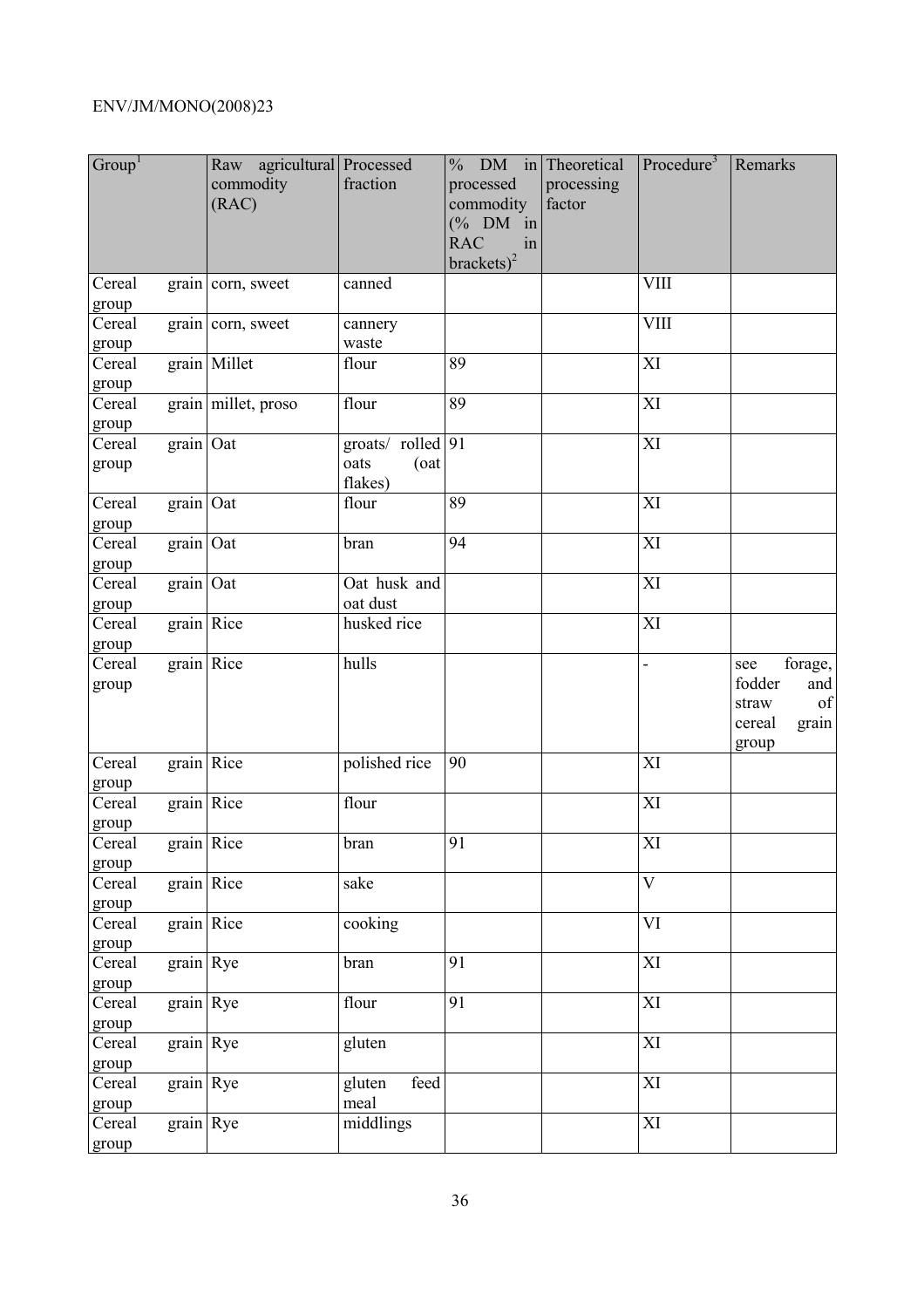| Group[1] | Raw agricultural commodity (RAC) | Processed fraction | % DM in processed commodity (% DM in RAC in brackets)[2] | Theoretical processing factor | Procedure[3] | Remarks |
|---|---|---|---|---|---|---|
| Cereal grain group | corn, sweet | canned | | | VIII | |
| Cereal grain group | corn, sweet | cannery waste | | | VIII | |
| Cereal grain group | Millet | flour | 89 | | XI | |
| Cereal grain group | millet, proso | flour | 89 | | XI | |
| Cereal grain group | Oat | groats/ rolled oats (oat flakes) | 91 | | XI | |
| Cereal grain group | Oat | flour | 89 | | XI | |
| Cereal grain group | Oat | bran | 94 | | XI | |
| Cereal grain group | Oat | Oat husk and oat dust | | | XI | |
| Cereal grain group | Rice | husked rice | | | XI | |
| Cereal grain group | Rice | hulls | | | - | see forage, fodder and straw of cereal grain group |
| Cereal grain group | Rice | polished rice | 90 | | XI | |
| Cereal grain group | Rice | flour | | | XI | |
| Cereal grain group | Rice | bran | 91 | | XI | |
| Cereal grain group | Rice | sake | | | V | |
| Cereal grain group | Rice | cooking | | | VI | |
| Cereal grain group | Rye | bran | 91 | | XI | |
| Cereal grain group | Rye | flour | 91 | | XI | |
| Cereal grain group | Rye | gluten | | | XI | |
| Cereal grain group | Rye | gluten feed meal | | | XI | |
| Cereal grain group | Rye | middlings | | | XI | |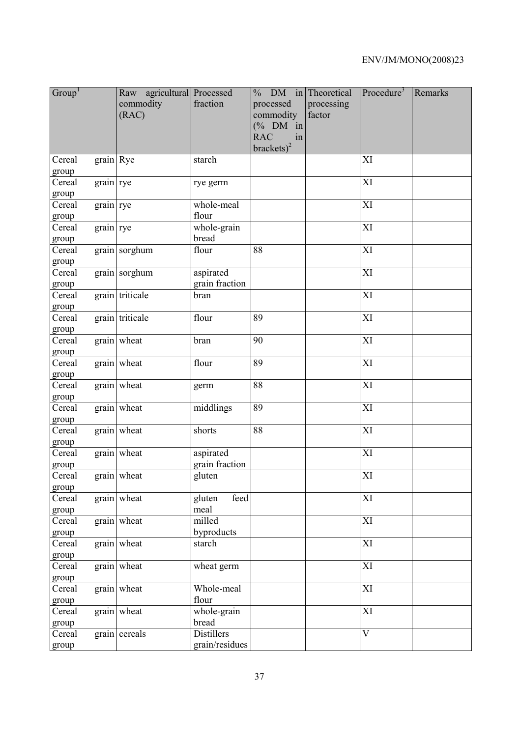| Group[1] | Raw agricultural commodity (RAC) | Processed fraction | % DM in processed commodity (% DM in RAC in brackets)[2] | Theoretical processing factor | Procedure[3] | Remarks |
|---|---|---|---|---|---|---|
| Cereal grain group | Rye | starch | | | XI | |
| Cereal grain group | rye | rye germ | | | XI | |
| Cereal grain group | rye | whole-meal flour | | | XI | |
| Cereal grain group | rye | whole-grain bread | | | XI | |
| Cereal grain group | sorghum | flour | 88 | | XI | |
| Cereal grain group | sorghum | aspirated grain fraction | | | XI | |
| Cereal grain group | triticale | bran | | | XI | |
| Cereal grain group | triticale | flour | 89 | | XI | |
| Cereal grain group | wheat | bran | 90 | | XI | |
| Cereal grain group | wheat | flour | 89 | | XI | |
| Cereal grain group | wheat | germ | 88 | | XI | |
| Cereal grain group | wheat | middlings | 89 | | XI | |
| Cereal grain group | wheat | shorts | 88 | | XI | |
| Cereal grain group | wheat | aspirated grain fraction | | | XI | |
| Cereal grain group | wheat | gluten | | | XI | |
| Cereal grain group | wheat | gluten feed meal | | | XI | |
| Cereal grain group | wheat | milled byproducts | | | XI | |
| Cereal grain group | wheat | starch | | | XI | |
| Cereal grain group | wheat | wheat germ | | | XI | |
| Cereal grain group | wheat | Whole-meal flour | | | XI | |
| Cereal grain group | wheat | whole-grain bread | | | XI | |
| Cereal grain group | cereals | Distillers grain/residues | | | V | |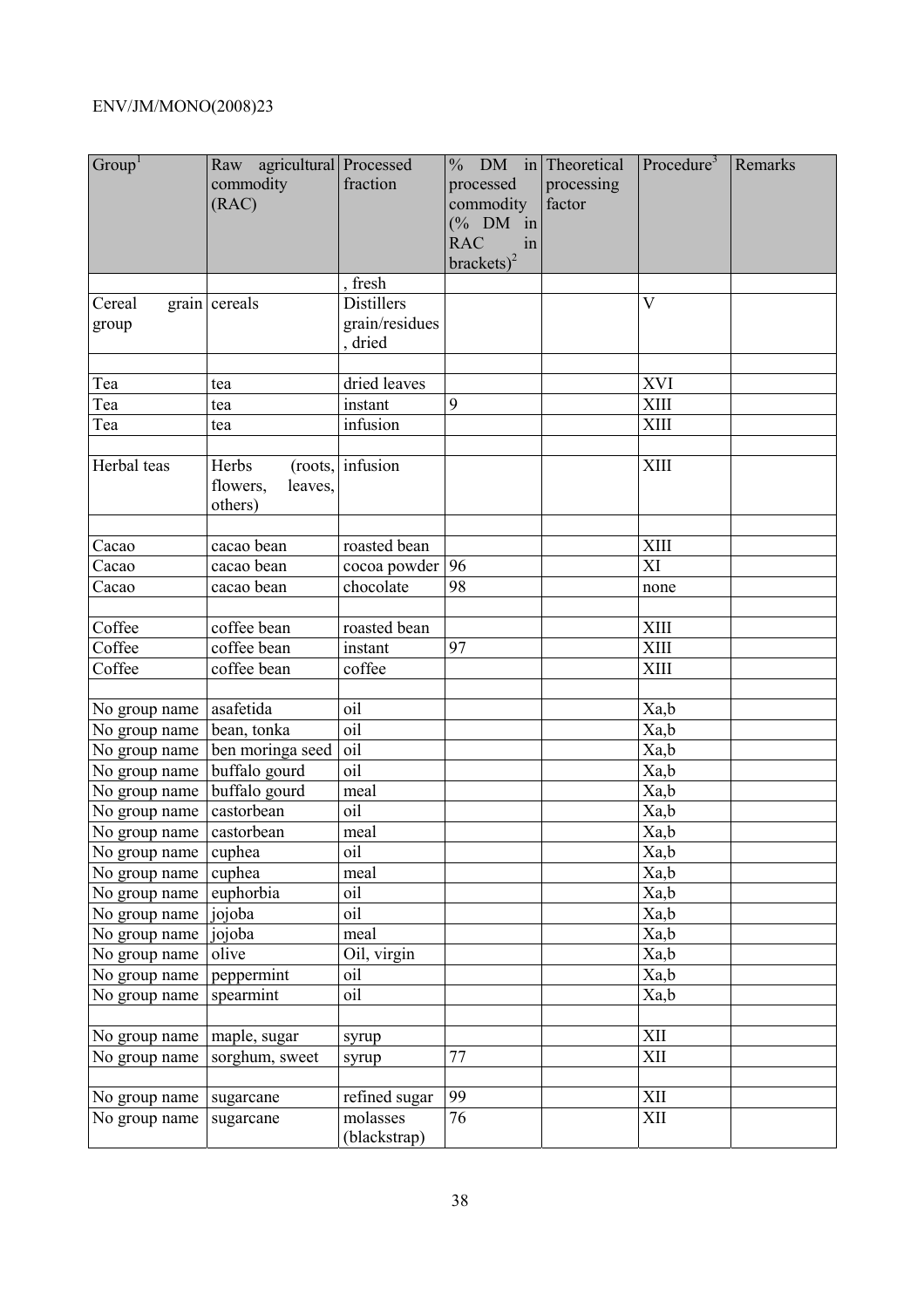| Group[1] | Raw agricultural commodity (RAC) | Processed fraction | % DM in processed commodity (% DM in RAC in brackets)[2] | Theoretical processing factor | Procedure[3] | Remarks |
|---|---|---|---|---|---|---|
| | | , fresh | | | | |
| Cereal grain group | cereals | Distillers grain/residues, dried | | | V | |
| | | | | | | |
| Tea | tea | dried leaves | | | XVI | |
| Tea | tea | instant | 9 | | XIII | |
| Tea | tea | infusion | | | XIII | |
| | | | | | | |
| Herbal teas | Herbs (roots, flowers, leaves, others) | infusion | | | XIII | |
| | | | | | | |
| Cacao | cacao bean | roasted bean | | | XIII | |
| Cacao | cacao bean | cocoa powder | 96 | | XI | |
| Cacao | cacao bean | chocolate | 98 | | none | |
| | | | | | | |
| Coffee | coffee bean | roasted bean | | | XIII | |
| Coffee | coffee bean | instant | 97 | | XIII | |
| Coffee | coffee bean | coffee | | | XIII | |
| | | | | | | |
| No group name | asafetida | oil | | | Xa,b | |
| No group name | bean, tonka | oil | | | Xa,b | |
| No group name | ben moringa seed | oil | | | Xa,b | |
| No group name | buffalo gourd | oil | | | Xa,b | |
| No group name | buffalo gourd | meal | | | Xa,b | |
| No group name | castorbean | oil | | | Xa,b | |
| No group name | castorbean | meal | | | Xa,b | |
| No group name | cuphea | oil | | | Xa,b | |
| No group name | cuphea | meal | | | Xa,b | |
| No group name | euphorbia | oil | | | Xa,b | |
| No group name | jojoba | oil | | | Xa,b | |
| No group name | jojoba | meal | | | Xa,b | |
| No group name | olive | Oil, virgin | | | Xa,b | |
| No group name | peppermint | oil | | | Xa,b | |
| No group name | spearmint | oil | | | Xa,b | |
| | | | | | | |
| No group name | maple, sugar | syrup | | | XII | |
| No group name | sorghum, sweet | syrup | 77 | | XII | |
| | | | | | | |
| No group name | sugarcane | refined sugar | 99 | | XII | |
| No group name | sugarcane | molasses (blackstrap) | 76 | | XII | |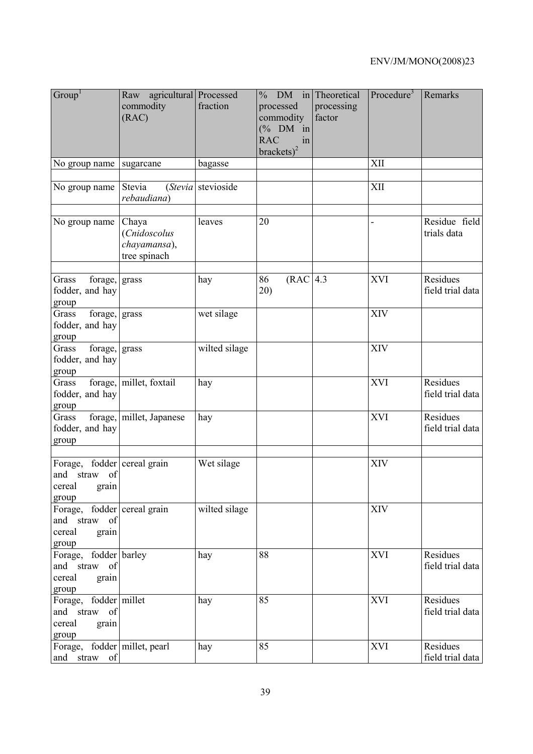| Group[1] | Raw agricultural commodity (RAC) | Processed fraction | % DM in processed commodity (% DM in RAC in brackets)[2] | Theoretical processing factor | Procedure[3] | Remarks |
|---|---|---|---|---|---|---|
| No group name | sugarcane | bagasse | | | XII | |
| | | | | | | |
| No group name | Stevia (*Stevia rebaudiana*) | stevioside | | | XII | |
| | | | | | | |
| No group name | Chaya (*Cnidoscolus chayamansa*), tree spinach | leaves | 20 | | - | Residue field trials data |
| | | | | | | |
| Grass forage, fodder, and hay group | grass | hay | 86 (RAC 20) | 4.3 | XVI | Residues field trial data |
| Grass forage, fodder, and hay group | grass | wet silage | | | XIV | |
| Grass forage, fodder, and hay group | grass | wilted silage | | | XIV | |
| Grass forage, fodder, and hay group | millet, foxtail | hay | | | XVI | Residues field trial data |
| Grass forage, fodder, and hay group | millet, Japanese | hay | | | XVI | Residues field trial data |
| | | | | | | |
| Forage, fodder and straw of cereal grain group | cereal grain | Wet silage | | | XIV | |
| Forage, fodder and straw of cereal grain group | cereal grain | wilted silage | | | XIV | |
| Forage, fodder and straw of cereal grain group | barley | hay | 88 | | XVI | Residues field trial data |
| Forage, fodder and straw of cereal grain group | millet | hay | 85 | | XVI | Residues field trial data |
| Forage, fodder and straw of | millet, pearl | hay | 85 | | XVI | Residues field trial data |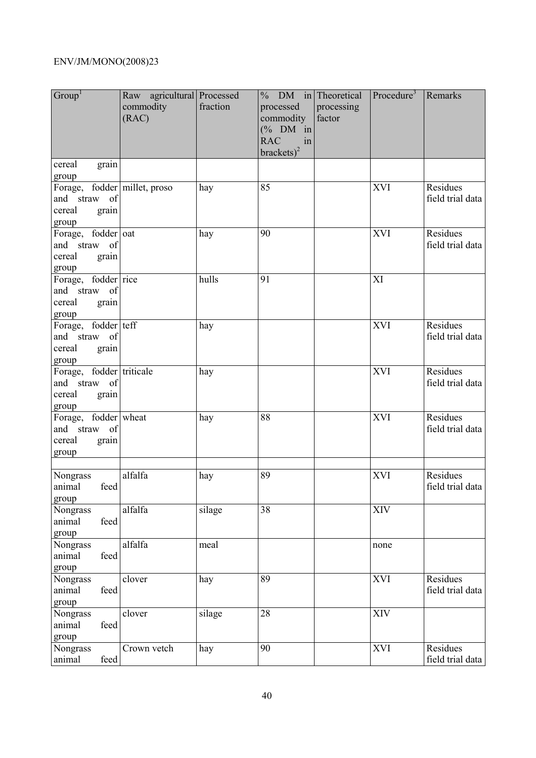| Group[1] | Raw agricultural commodity (RAC) | Processed fraction | % DM in processed commodity (% DM in RAC in brackets)[2] | Theoretical processing factor | Procedure[3] | Remarks |
|---|---|---|---|---|---|---|
| cereal grain group | | | | | | |
| Forage, fodder and straw of cereal grain group | millet, proso | hay | 85 | | XVI | Residues field trial data |
| Forage, fodder and straw of cereal grain group | oat | hay | 90 | | XVI | Residues field trial data |
| Forage, fodder and straw of cereal grain group | rice | hulls | 91 | | XI | |
| Forage, fodder and straw of cereal grain group | teff | hay | | | XVI | Residues field trial data |
| Forage, fodder and straw of cereal grain group | triticale | hay | | | XVI | Residues field trial data |
| Forage, fodder and straw of cereal grain group | wheat | hay | 88 | | XVI | Residues field trial data |
| | | | | | | |
| Nongrass animal feed group | alfalfa | hay | 89 | | XVI | Residues field trial data |
| Nongrass animal feed group | alfalfa | silage | 38 | | XIV | |
| Nongrass animal feed group | alfalfa | meal | | | none | |
| Nongrass animal feed group | clover | hay | 89 | | XVI | Residues field trial data |
| Nongrass animal feed group | clover | silage | 28 | | XIV | |
| Nongrass animal feed | Crown vetch | hay | 90 | | XVI | Residues field trial data |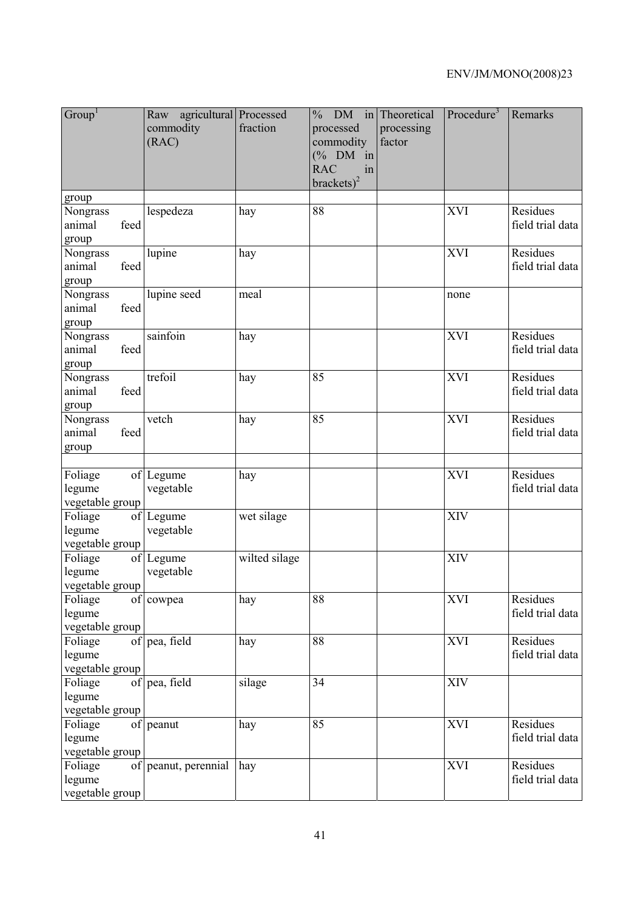| Group[1] | Raw agricultural commodity (RAC) | Processed fraction | % DM in processed commodity (% DM in RAC in brackets)[2] | Theoretical processing factor | Procedure[3] | Remarks |
|---|---|---|---|---|---|---|
| group | | | | | | |
| Nongrass animal feed group | lespedeza | hay | 88 | | XVI | Residues field trial data |
| Nongrass animal feed group | lupine | hay | | | XVI | Residues field trial data |
| Nongrass animal feed group | lupine seed | meal | | | none | |
| Nongrass animal feed group | sainfoin | hay | | | XVI | Residues field trial data |
| Nongrass animal feed group | trefoil | hay | 85 | | XVI | Residues field trial data |
| Nongrass animal feed group | vetch | hay | 85 | | XVI | Residues field trial data |
| | | | | | | |
| Foliage of legume vegetable group | Legume vegetable | hay | | | XVI | Residues field trial data |
| Foliage of legume vegetable group | Legume vegetable | wet silage | | | XIV | |
| Foliage of legume vegetable group | Legume vegetable | wilted silage | | | XIV | |
| Foliage of legume vegetable group | cowpea | hay | 88 | | XVI | Residues field trial data |
| Foliage of legume vegetable group | pea, field | hay | 88 | | XVI | Residues field trial data |
| Foliage of legume vegetable group | pea, field | silage | 34 | | XIV | |
| Foliage of legume vegetable group | peanut | hay | 85 | | XVI | Residues field trial data |
| Foliage of legume vegetable group | peanut, perennial | hay | | | XVI | Residues field trial data |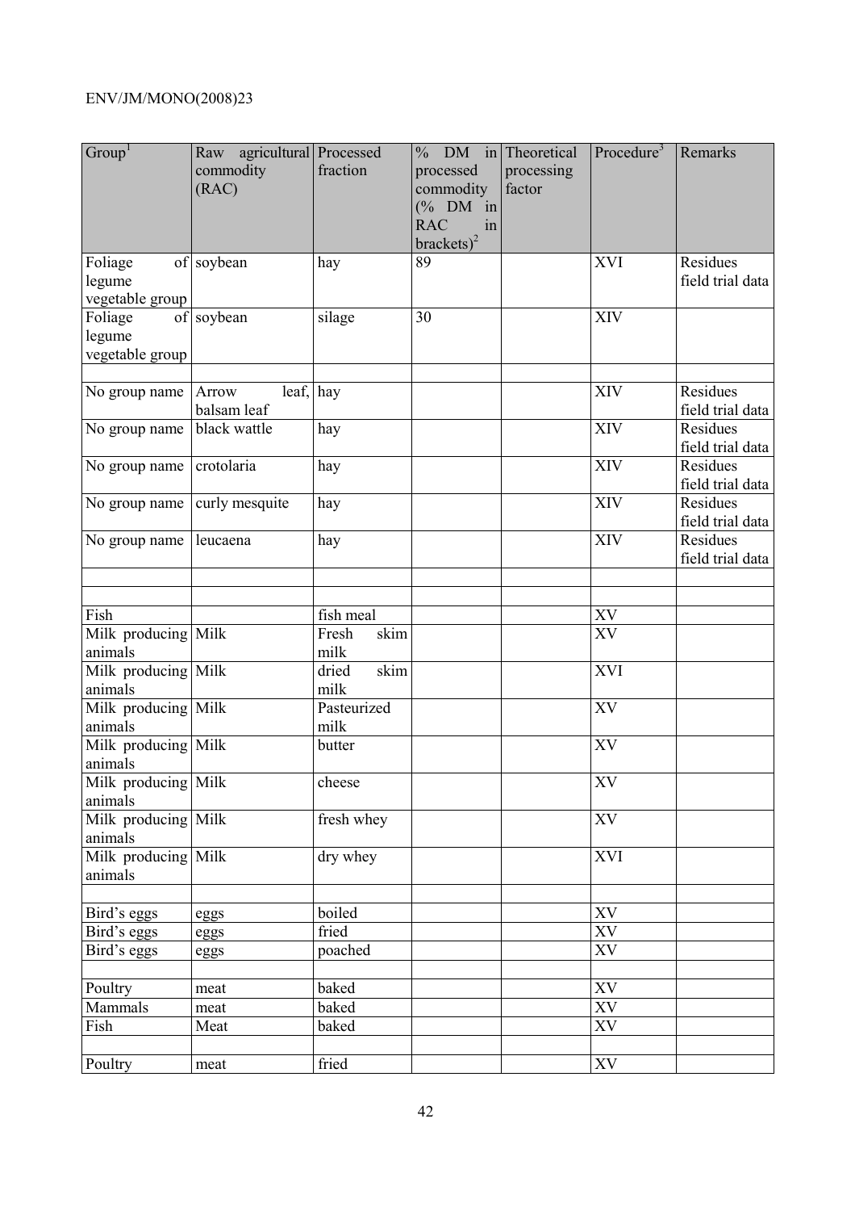| Group[1] | Raw agricultural commodity (RAC) | Processed fraction | % DM in processed commodity (% DM in RAC in brackets)[2] | Theoretical processing factor | Procedure[3] | Remarks |
|---|---|---|---|---|---|---|
| Foliage of legume vegetable group | soybean | hay | 89 | | XVI | Residues field trial data |
| Foliage of legume vegetable group | soybean | silage | 30 | | XIV | |
| | | | | | | |
| No group name | Arrow leaf, balsam leaf | hay | | | XIV | Residues field trial data |
| No group name | black wattle | hay | | | XIV | Residues field trial data |
| No group name | crotolaria | hay | | | XIV | Residues field trial data |
| No group name | curly mesquite | hay | | | XIV | Residues field trial data |
| No group name | leucaena | hay | | | XIV | Residues field trial data |
| | | | | | | |
| | | | | | | |
| Fish | | fish meal | | | XV | |
| Milk producing animals | Milk | Fresh skim milk | | | XV | |
| Milk producing animals | Milk | dried skim milk | | | XVI | |
| Milk producing animals | Milk | Pasteurized milk | | | XV | |
| Milk producing animals | Milk | butter | | | XV | |
| Milk producing animals | Milk | cheese | | | XV | |
| Milk producing animals | Milk | fresh whey | | | XV | |
| Milk producing animals | Milk | dry whey | | | XVI | |
| | | | | | | |
| Bird's eggs | eggs | boiled | | | XV | |
| Bird's eggs | eggs | fried | | | XV | |
| Bird's eggs | eggs | poached | | | XV | |
| | | | | | | |
| Poultry | meat | baked | | | XV | |
| Mammals | meat | baked | | | XV | |
| Fish | Meat | baked | | | XV | |
| | | | | | | |
| Poultry | meat | fried | | | XV | |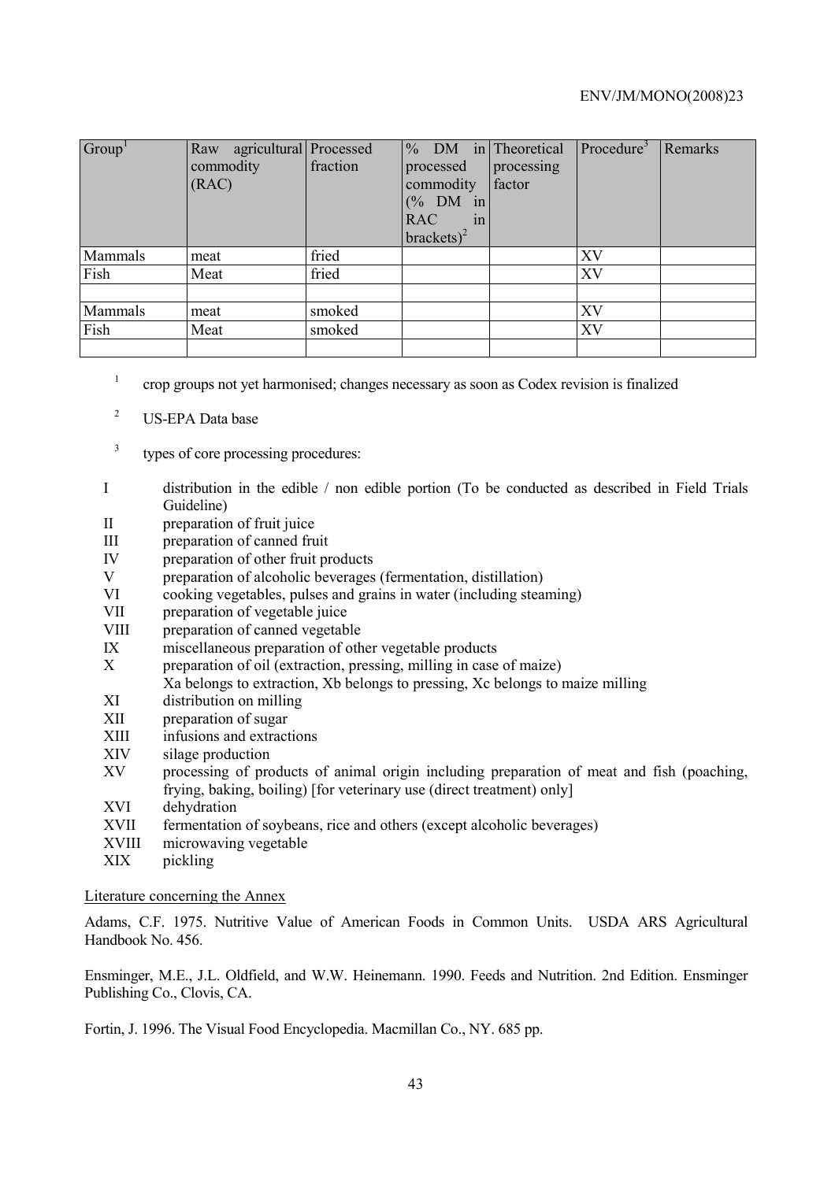| Group[1] | Raw agricultural commodity (RAC) | Processed fraction | % DM in processed commodity (% DM in RAC in brackets)[2] | Theoretical processing factor | Procedure[3] | Remarks |
|---|---|---|---|---|---|---|
| Mammals | meat | fried | | | XV | |
| Fish | Meat | fried | | | XV | |
| | | | | | | |
| Mammals | meat | smoked | | | XV | |
| Fish | Meat | smoked | | | XV | |
| | | | | | | |

[1] crop groups not yet harmonised; changes necessary as soon as Codex revision is finalized

[2] US-EPA Data base

[3] types of core processing procedures:

- I distribution in the edible / non edible portion (To be conducted as described in Field Trials Guideline)
- II preparation of fruit juice
- III preparation of canned fruit
- IV preparation of other fruit products
- V preparation of alcoholic beverages (fermentation, distillation)
- VI cooking vegetables, pulses and grains in water (including steaming)
- VII preparation of vegetable juice
- VIII preparation of canned vegetable
- IX miscellaneous preparation of other vegetable products
- X preparation of oil (extraction, pressing, milling in case of maize)
  Xa belongs to extraction, Xb belongs to pressing, Xc belongs to maize milling
- XI distribution on milling
- XII preparation of sugar
- XIII infusions and extractions
- XIV silage production
- XV processing of products of animal origin including preparation of meat and fish (poaching, frying, baking, boiling) [for veterinary use (direct treatment) only]
- XVI dehydration
- XVII fermentation of soybeans, rice and others (except alcoholic beverages)
- XVIII microwaving vegetable
- XIX pickling

Literature concerning the Annex

Adams, C.F. 1975. Nutritive Value of American Foods in Common Units. USDA ARS Agricultural Handbook No. 456.

Ensminger, M.E., J.L. Oldfield, and W.W. Heinemann. 1990. Feeds and Nutrition. 2nd Edition. Ensminger Publishing Co., Clovis, CA.

Fortin, J. 1996. The Visual Food Encyclopedia. Macmillan Co., NY. 685 pp.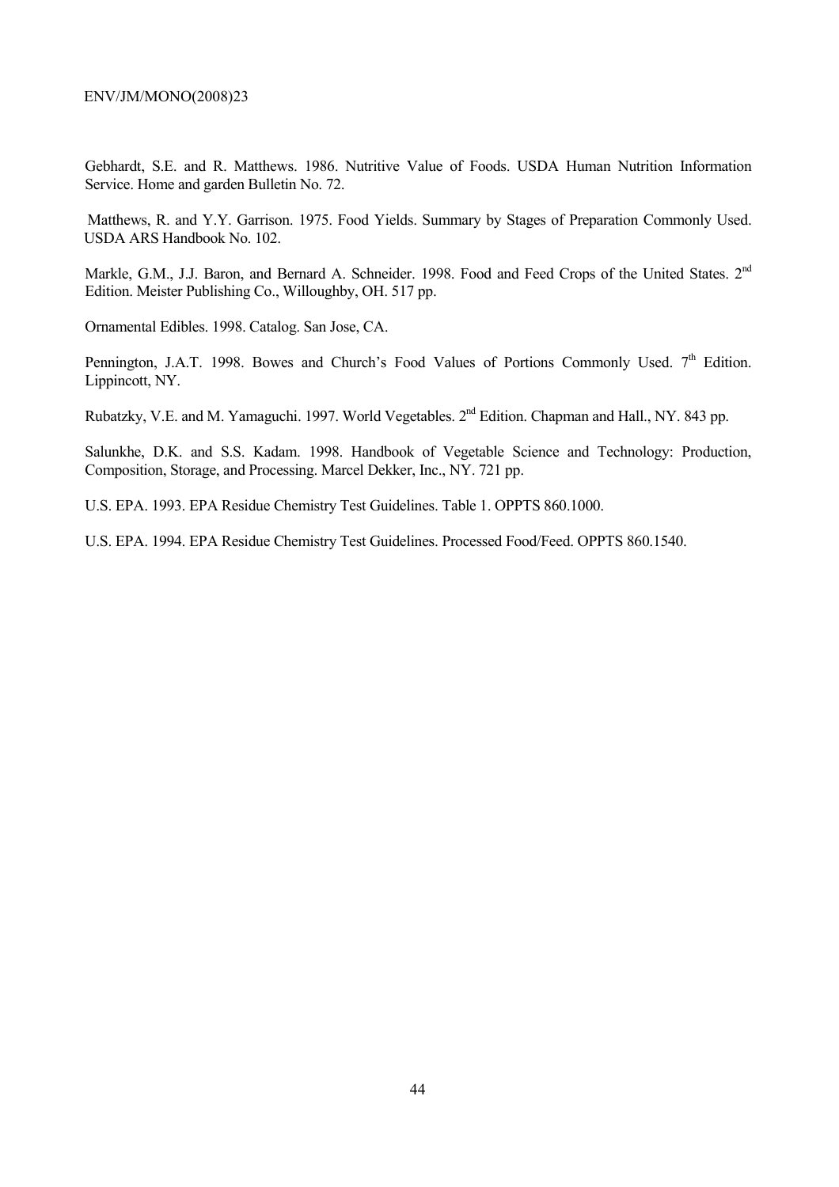Gebhardt, S.E. and R. Matthews. 1986. Nutritive Value of Foods. USDA Human Nutrition Information Service. Home and garden Bulletin No. 72.

Matthews, R. and Y.Y. Garrison. 1975. Food Yields. Summary by Stages of Preparation Commonly Used. USDA ARS Handbook No. 102.

Markle, G.M., J.J. Baron, and Bernard A. Schneider. 1998. Food and Feed Crops of the United States. 2nd Edition. Meister Publishing Co., Willoughby, OH. 517 pp.

Ornamental Edibles. 1998. Catalog. San Jose, CA.

Pennington, J.A.T. 1998. Bowes and Church's Food Values of Portions Commonly Used. 7th Edition. Lippincott, NY.

Rubatzky, V.E. and M. Yamaguchi. 1997. World Vegetables. 2nd Edition. Chapman and Hall., NY. 843 pp.

Salunkhe, D.K. and S.S. Kadam. 1998. Handbook of Vegetable Science and Technology: Production, Composition, Storage, and Processing. Marcel Dekker, Inc., NY. 721 pp.

U.S. EPA. 1993. EPA Residue Chemistry Test Guidelines. Table 1. OPPTS 860.1000.

U.S. EPA. 1994. EPA Residue Chemistry Test Guidelines. Processed Food/Feed. OPPTS 860.1540.